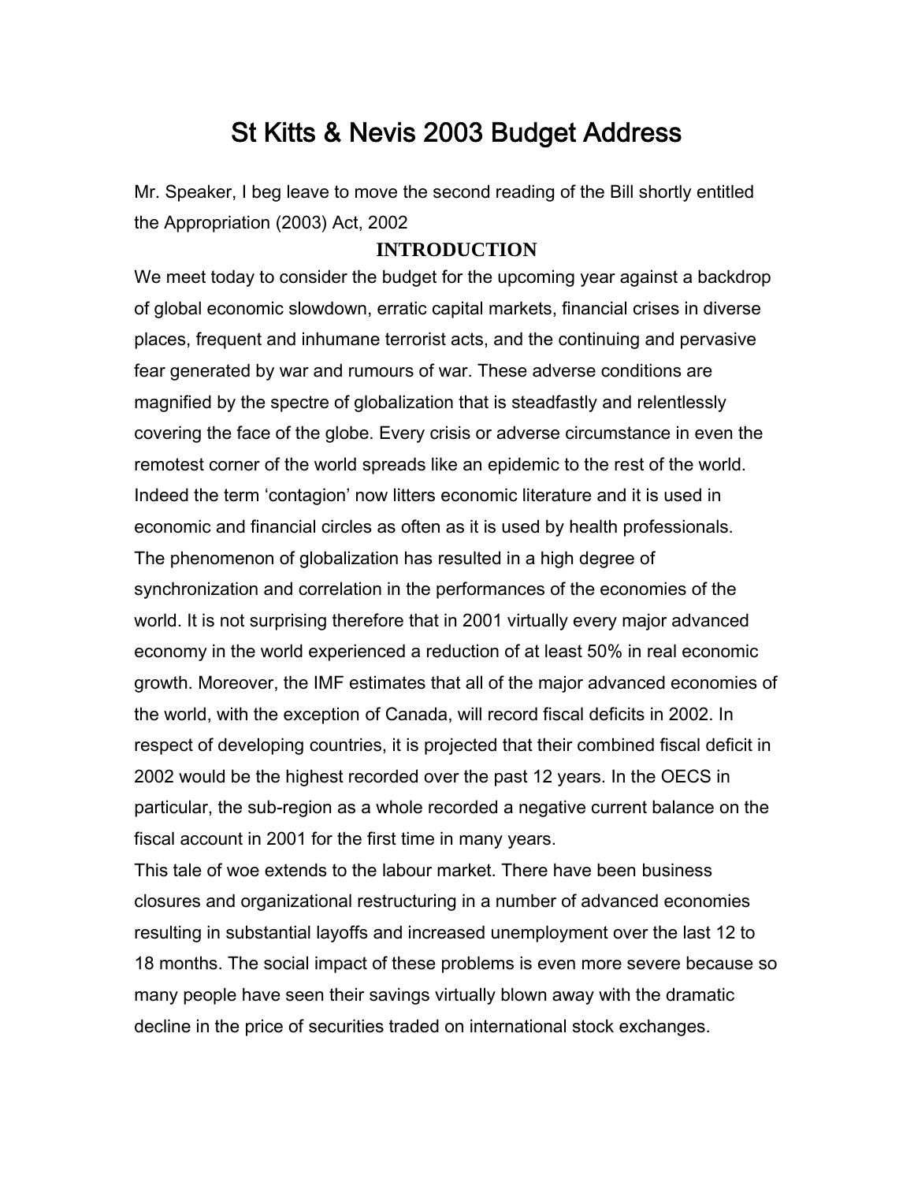# St Kitts & Nevis 2003 Budget Address

Mr. Speaker, I beg leave to move the second reading of the Bill shortly entitled the Appropriation (2003) Act, 2002

## INTRODUCTION

We meet today to consider the budget for the upcoming year against a backdrop of global economic slowdown, erratic capital markets, financial crises in diverse places, frequent and inhumane terrorist acts, and the continuing and pervasive fear generated by war and rumours of war. These adverse conditions are magnified by the spectre of globalization that is steadfastly and relentlessly covering the face of the globe. Every crisis or adverse circumstance in even the remotest corner of the world spreads like an epidemic to the rest of the world. Indeed the term 'contagion' now litters economic literature and it is used in economic and financial circles as often as it is used by health professionals.

The phenomenon of globalization has resulted in a high degree of synchronization and correlation in the performances of the economies of the world. It is not surprising therefore that in 2001 virtually every major advanced economy in the world experienced a reduction of at least 50% in real economic growth. Moreover, the IMF estimates that all of the major advanced economies of the world, with the exception of Canada, will record fiscal deficits in 2002. In respect of developing countries, it is projected that their combined fiscal deficit in 2002 would be the highest recorded over the past 12 years. In the OECS in particular, the sub-region as a whole recorded a negative current balance on the fiscal account in 2001 for the first time in many years.

This tale of woe extends to the labour market. There have been business closures and organizational restructuring in a number of advanced economies resulting in substantial layoffs and increased unemployment over the last 12 to 18 months. The social impact of these problems is even more severe because so many people have seen their savings virtually blown away with the dramatic decline in the price of securities traded on international stock exchanges.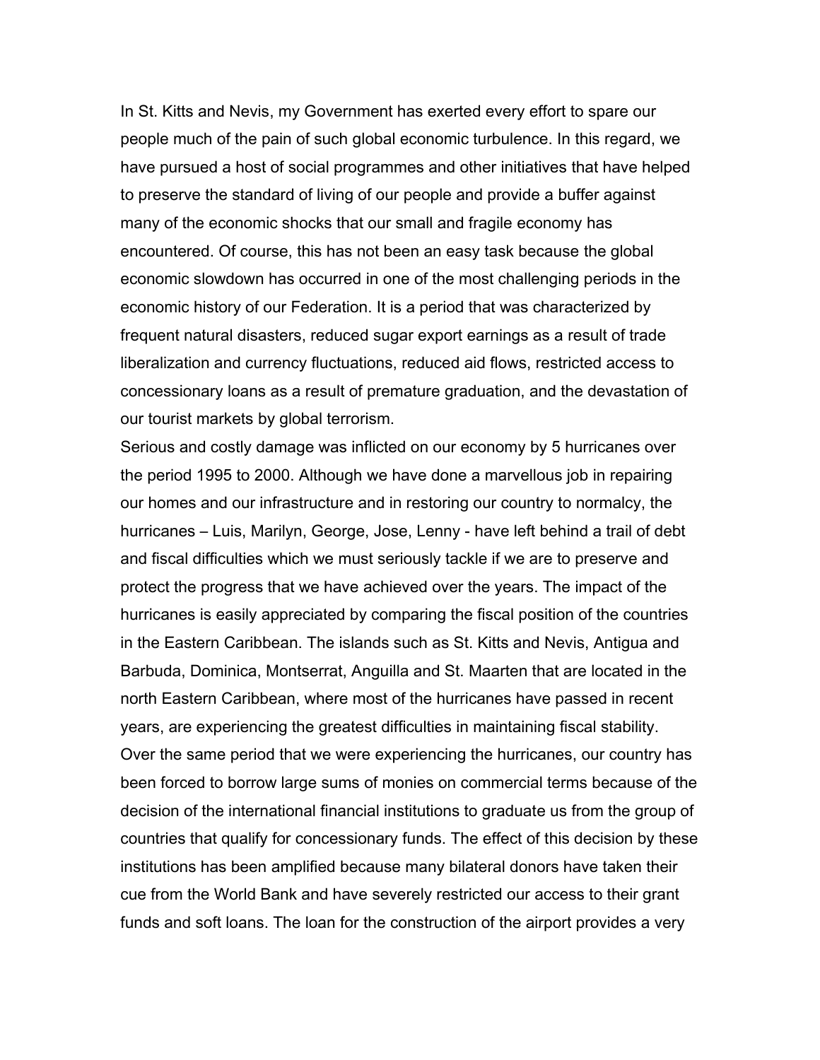In St. Kitts and Nevis, my Government has exerted every effort to spare our people much of the pain of such global economic turbulence. In this regard, we have pursued a host of social programmes and other initiatives that have helped to preserve the standard of living of our people and provide a buffer against many of the economic shocks that our small and fragile economy has encountered. Of course, this has not been an easy task because the global economic slowdown has occurred in one of the most challenging periods in the economic history of our Federation. It is a period that was characterized by frequent natural disasters, reduced sugar export earnings as a result of trade liberalization and currency fluctuations, reduced aid flows, restricted access to concessionary loans as a result of premature graduation, and the devastation of our tourist markets by global terrorism.

Serious and costly damage was inflicted on our economy by 5 hurricanes over the period 1995 to 2000. Although we have done a marvellous job in repairing our homes and our infrastructure and in restoring our country to normalcy, the hurricanes – Luis, Marilyn, George, Jose, Lenny - have left behind a trail of debt and fiscal difficulties which we must seriously tackle if we are to preserve and protect the progress that we have achieved over the years. The impact of the hurricanes is easily appreciated by comparing the fiscal position of the countries in the Eastern Caribbean. The islands such as St. Kitts and Nevis, Antigua and Barbuda, Dominica, Montserrat, Anguilla and St. Maarten that are located in the north Eastern Caribbean, where most of the hurricanes have passed in recent years, are experiencing the greatest difficulties in maintaining fiscal stability.

Over the same period that we were experiencing the hurricanes, our country has been forced to borrow large sums of monies on commercial terms because of the decision of the international financial institutions to graduate us from the group of countries that qualify for concessionary funds. The effect of this decision by these institutions has been amplified because many bilateral donors have taken their cue from the World Bank and have severely restricted our access to their grant funds and soft loans. The loan for the construction of the airport provides a very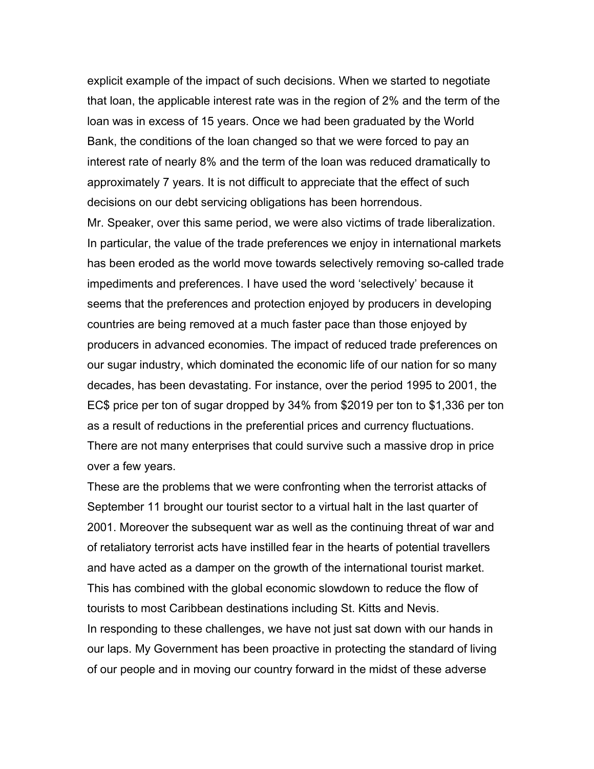explicit example of the impact of such decisions. When we started to negotiate that loan, the applicable interest rate was in the region of 2% and the term of the loan was in excess of 15 years. Once we had been graduated by the World Bank, the conditions of the loan changed so that we were forced to pay an interest rate of nearly 8% and the term of the loan was reduced dramatically to approximately 7 years. It is not difficult to appreciate that the effect of such decisions on our debt servicing obligations has been horrendous.

Mr. Speaker, over this same period, we were also victims of trade liberalization. In particular, the value of the trade preferences we enjoy in international markets has been eroded as the world move towards selectively removing so-called trade impediments and preferences. I have used the word 'selectively' because it seems that the preferences and protection enjoyed by producers in developing countries are being removed at a much faster pace than those enjoyed by producers in advanced economies. The impact of reduced trade preferences on our sugar industry, which dominated the economic life of our nation for so many decades, has been devastating. For instance, over the period 1995 to 2001, the EC$ price per ton of sugar dropped by 34% from $2019 per ton to $1,336 per ton as a result of reductions in the preferential prices and currency fluctuations. There are not many enterprises that could survive such a massive drop in price over a few years.

These are the problems that we were confronting when the terrorist attacks of September 11 brought our tourist sector to a virtual halt in the last quarter of 2001. Moreover the subsequent war as well as the continuing threat of war and of retaliatory terrorist acts have instilled fear in the hearts of potential travellers and have acted as a damper on the growth of the international tourist market. This has combined with the global economic slowdown to reduce the flow of tourists to most Caribbean destinations including St. Kitts and Nevis.

In responding to these challenges, we have not just sat down with our hands in our laps. My Government has been proactive in protecting the standard of living of our people and in moving our country forward in the midst of these adverse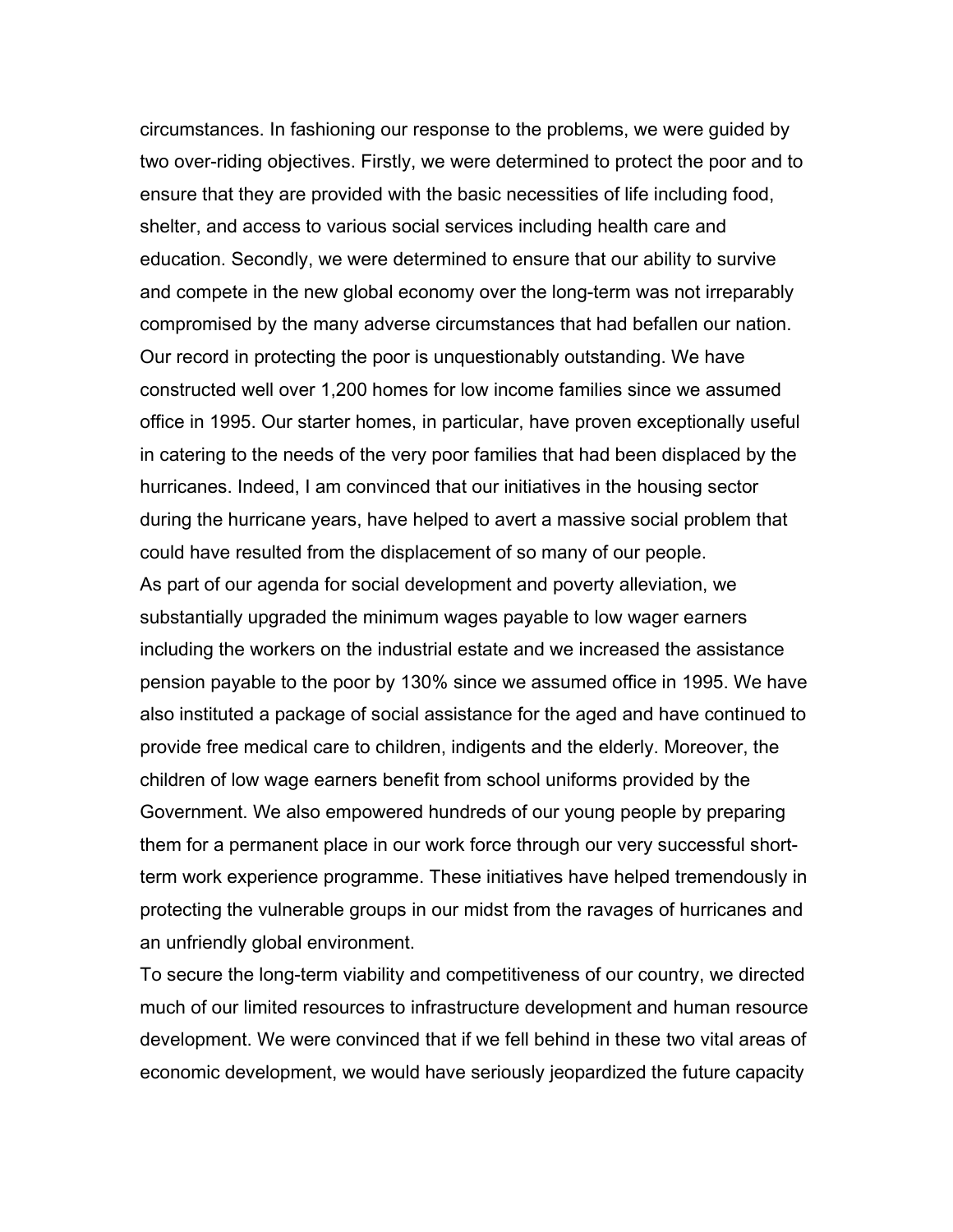circumstances. In fashioning our response to the problems, we were guided by two over-riding objectives. Firstly, we were determined to protect the poor and to ensure that they are provided with the basic necessities of life including food, shelter, and access to various social services including health care and education. Secondly, we were determined to ensure that our ability to survive and compete in the new global economy over the long-term was not irreparably compromised by the many adverse circumstances that had befallen our nation. Our record in protecting the poor is unquestionably outstanding. We have constructed well over 1,200 homes for low income families since we assumed office in 1995. Our starter homes, in particular, have proven exceptionally useful in catering to the needs of the very poor families that had been displaced by the hurricanes. Indeed, I am convinced that our initiatives in the housing sector during the hurricane years, have helped to avert a massive social problem that could have resulted from the displacement of so many of our people.

As part of our agenda for social development and poverty alleviation, we substantially upgraded the minimum wages payable to low wager earners including the workers on the industrial estate and we increased the assistance pension payable to the poor by 130% since we assumed office in 1995. We have also instituted a package of social assistance for the aged and have continued to provide free medical care to children, indigents and the elderly. Moreover, the children of low wage earners benefit from school uniforms provided by the Government. We also empowered hundreds of our young people by preparing them for a permanent place in our work force through our very successful short-term work experience programme. These initiatives have helped tremendously in protecting the vulnerable groups in our midst from the ravages of hurricanes and an unfriendly global environment.

To secure the long-term viability and competitiveness of our country, we directed much of our limited resources to infrastructure development and human resource development. We were convinced that if we fell behind in these two vital areas of economic development, we would have seriously jeopardized the future capacity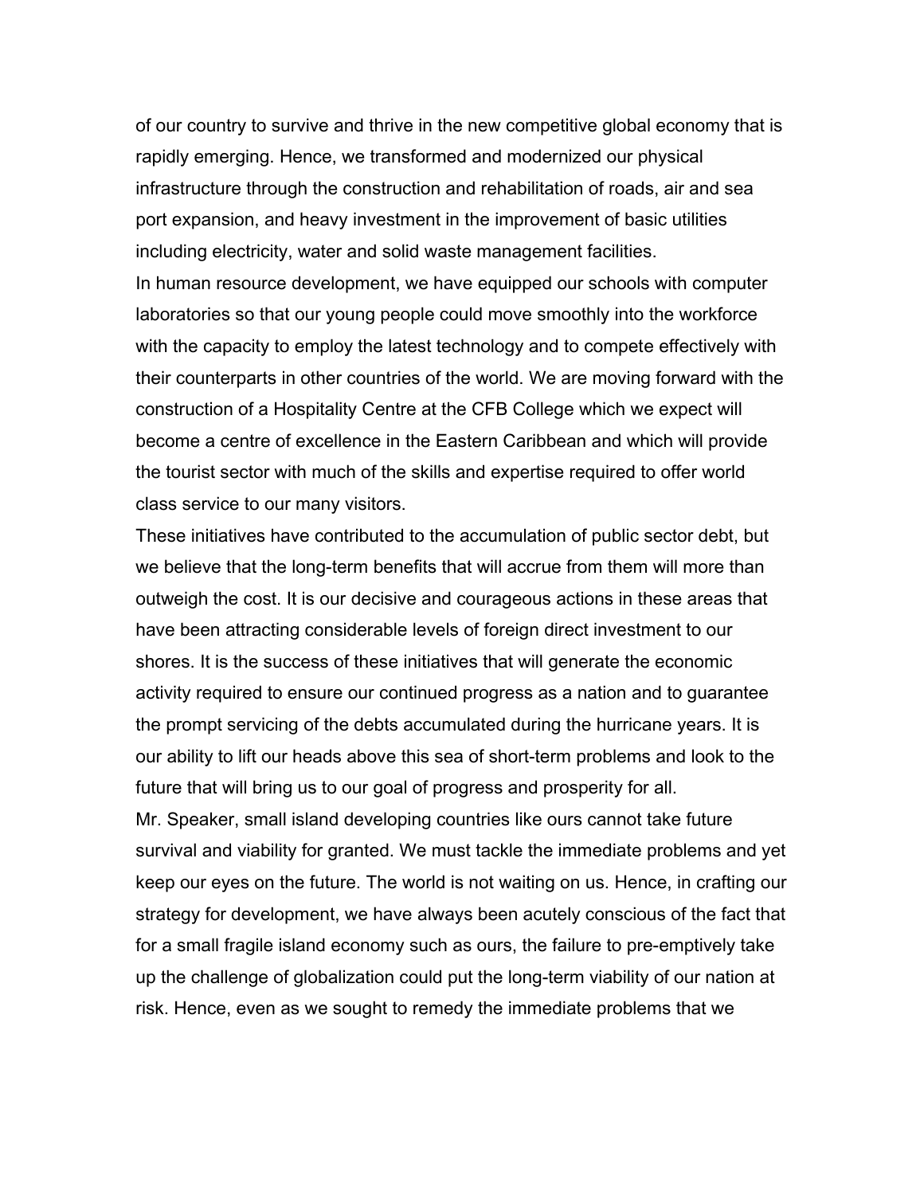of our country to survive and thrive in the new competitive global economy that is rapidly emerging. Hence, we transformed and modernized our physical infrastructure through the construction and rehabilitation of roads, air and sea port expansion, and heavy investment in the improvement of basic utilities including electricity, water and solid waste management facilities.

In human resource development, we have equipped our schools with computer laboratories so that our young people could move smoothly into the workforce with the capacity to employ the latest technology and to compete effectively with their counterparts in other countries of the world. We are moving forward with the construction of a Hospitality Centre at the CFB College which we expect will become a centre of excellence in the Eastern Caribbean and which will provide the tourist sector with much of the skills and expertise required to offer world class service to our many visitors.

These initiatives have contributed to the accumulation of public sector debt, but we believe that the long-term benefits that will accrue from them will more than outweigh the cost. It is our decisive and courageous actions in these areas that have been attracting considerable levels of foreign direct investment to our shores. It is the success of these initiatives that will generate the economic activity required to ensure our continued progress as a nation and to guarantee the prompt servicing of the debts accumulated during the hurricane years. It is our ability to lift our heads above this sea of short-term problems and look to the future that will bring us to our goal of progress and prosperity for all.

Mr. Speaker, small island developing countries like ours cannot take future survival and viability for granted. We must tackle the immediate problems and yet keep our eyes on the future. The world is not waiting on us. Hence, in crafting our strategy for development, we have always been acutely conscious of the fact that for a small fragile island economy such as ours, the failure to pre-emptively take up the challenge of globalization could put the long-term viability of our nation at risk. Hence, even as we sought to remedy the immediate problems that we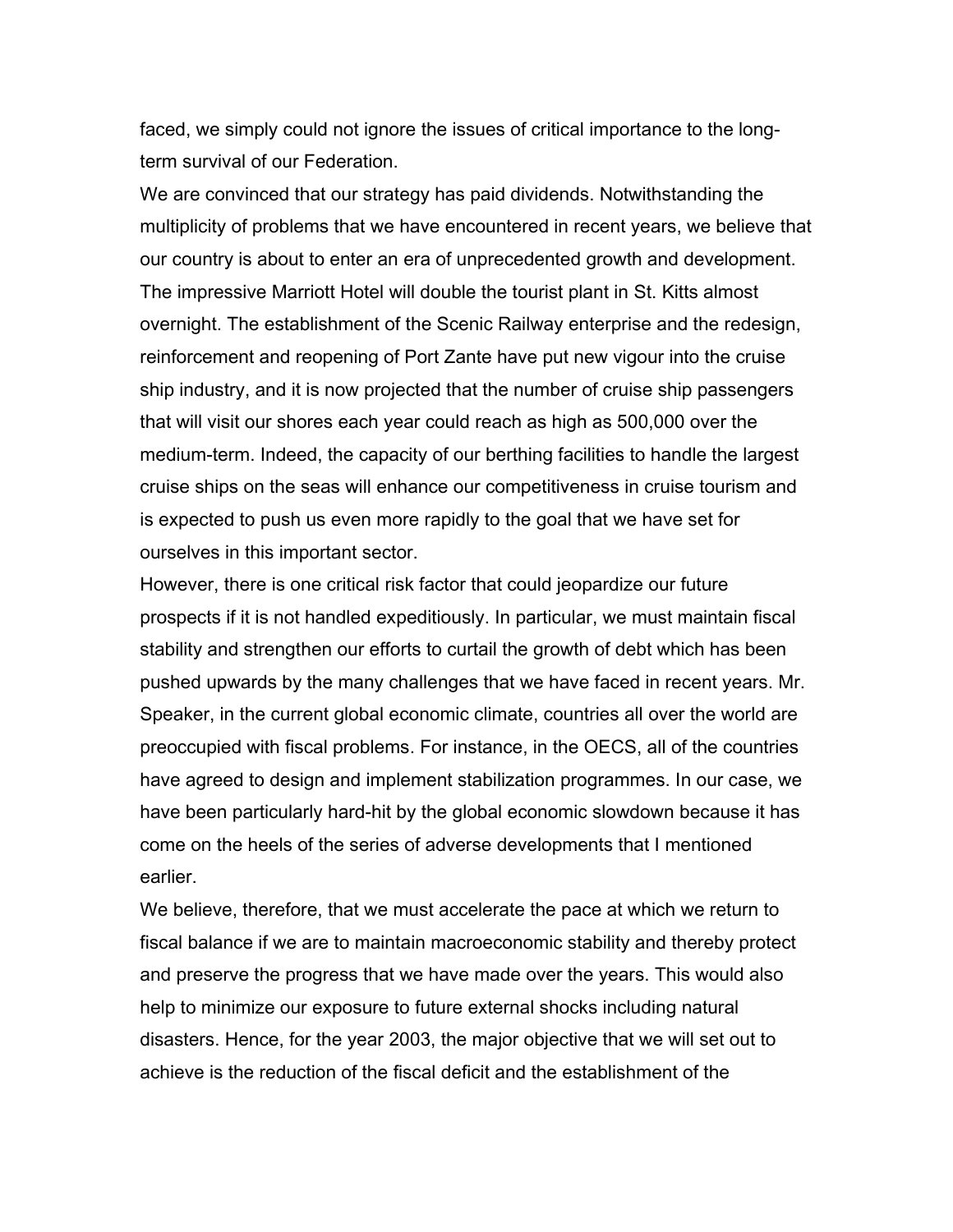faced, we simply could not ignore the issues of critical importance to the long-term survival of our Federation.

We are convinced that our strategy has paid dividends. Notwithstanding the multiplicity of problems that we have encountered in recent years, we believe that our country is about to enter an era of unprecedented growth and development. The impressive Marriott Hotel will double the tourist plant in St. Kitts almost overnight. The establishment of the Scenic Railway enterprise and the redesign, reinforcement and reopening of Port Zante have put new vigour into the cruise ship industry, and it is now projected that the number of cruise ship passengers that will visit our shores each year could reach as high as 500,000 over the medium-term. Indeed, the capacity of our berthing facilities to handle the largest cruise ships on the seas will enhance our competitiveness in cruise tourism and is expected to push us even more rapidly to the goal that we have set for ourselves in this important sector.

However, there is one critical risk factor that could jeopardize our future prospects if it is not handled expeditiously. In particular, we must maintain fiscal stability and strengthen our efforts to curtail the growth of debt which has been pushed upwards by the many challenges that we have faced in recent years. Mr. Speaker, in the current global economic climate, countries all over the world are preoccupied with fiscal problems. For instance, in the OECS, all of the countries have agreed to design and implement stabilization programmes. In our case, we have been particularly hard-hit by the global economic slowdown because it has come on the heels of the series of adverse developments that I mentioned earlier.

We believe, therefore, that we must accelerate the pace at which we return to fiscal balance if we are to maintain macroeconomic stability and thereby protect and preserve the progress that we have made over the years. This would also help to minimize our exposure to future external shocks including natural disasters. Hence, for the year 2003, the major objective that we will set out to achieve is the reduction of the fiscal deficit and the establishment of the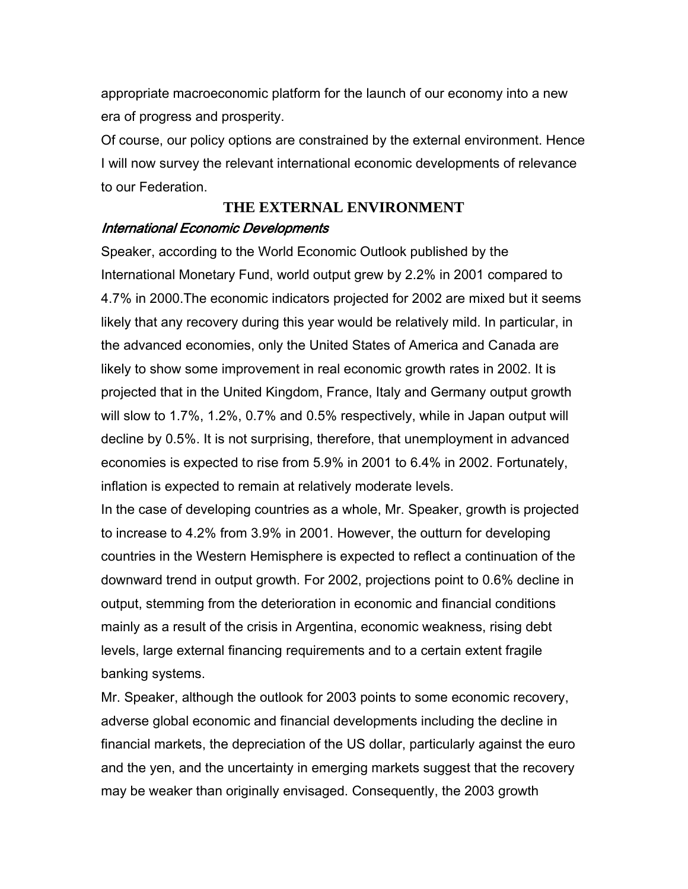appropriate macroeconomic platform for the launch of our economy into a new era of progress and prosperity.

Of course, our policy options are constrained by the external environment. Hence I will now survey the relevant international economic developments of relevance to our Federation.

## THE EXTERNAL ENVIRONMENT

### *International Economic Developments*

Speaker, according to the World Economic Outlook published by the International Monetary Fund, world output grew by 2.2% in 2001 compared to 4.7% in 2000.The economic indicators projected for 2002 are mixed but it seems likely that any recovery during this year would be relatively mild. In particular, in the advanced economies, only the United States of America and Canada are likely to show some improvement in real economic growth rates in 2002. It is projected that in the United Kingdom, France, Italy and Germany output growth will slow to 1.7%, 1.2%, 0.7% and 0.5% respectively, while in Japan output will decline by 0.5%. It is not surprising, therefore, that unemployment in advanced economies is expected to rise from 5.9% in 2001 to 6.4% in 2002. Fortunately, inflation is expected to remain at relatively moderate levels.

In the case of developing countries as a whole, Mr. Speaker, growth is projected to increase to 4.2% from 3.9% in 2001. However, the outturn for developing countries in the Western Hemisphere is expected to reflect a continuation of the downward trend in output growth. For 2002, projections point to 0.6% decline in output, stemming from the deterioration in economic and financial conditions mainly as a result of the crisis in Argentina, economic weakness, rising debt levels, large external financing requirements and to a certain extent fragile banking systems.

Mr. Speaker, although the outlook for 2003 points to some economic recovery, adverse global economic and financial developments including the decline in financial markets, the depreciation of the US dollar, particularly against the euro and the yen, and the uncertainty in emerging markets suggest that the recovery may be weaker than originally envisaged. Consequently, the 2003 growth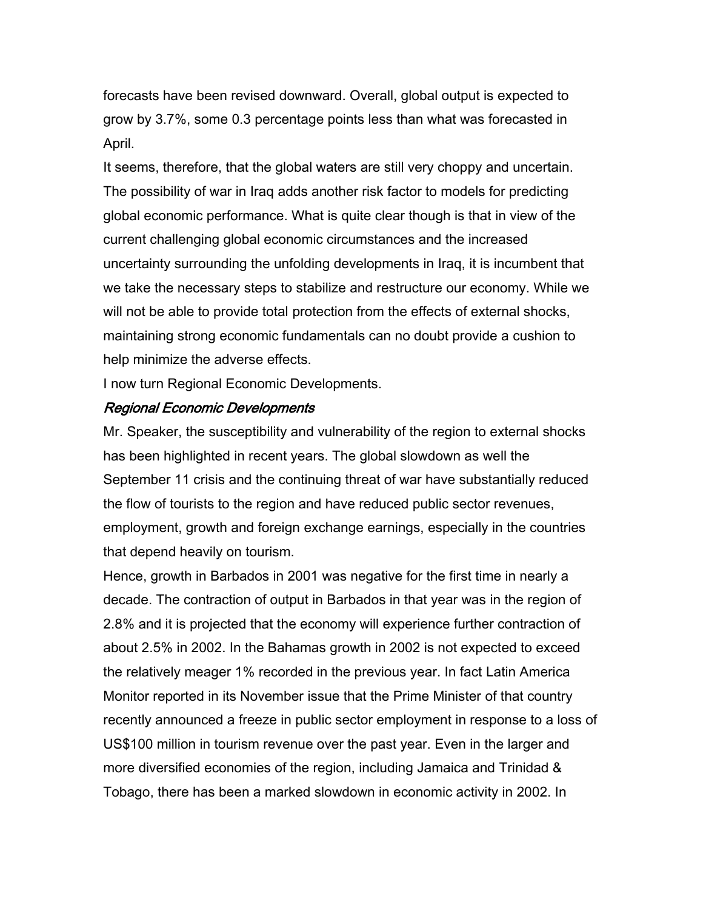forecasts have been revised downward. Overall, global output is expected to grow by 3.7%, some 0.3 percentage points less than what was forecasted in April.

It seems, therefore, that the global waters are still very choppy and uncertain. The possibility of war in Iraq adds another risk factor to models for predicting global economic performance. What is quite clear though is that in view of the current challenging global economic circumstances and the increased uncertainty surrounding the unfolding developments in Iraq, it is incumbent that we take the necessary steps to stabilize and restructure our economy. While we will not be able to provide total protection from the effects of external shocks, maintaining strong economic fundamentals can no doubt provide a cushion to help minimize the adverse effects.

I now turn Regional Economic Developments.

### *Regional Economic Developments*

Mr. Speaker, the susceptibility and vulnerability of the region to external shocks has been highlighted in recent years. The global slowdown as well the September 11 crisis and the continuing threat of war have substantially reduced the flow of tourists to the region and have reduced public sector revenues, employment, growth and foreign exchange earnings, especially in the countries that depend heavily on tourism.

Hence, growth in Barbados in 2001 was negative for the first time in nearly a decade. The contraction of output in Barbados in that year was in the region of 2.8% and it is projected that the economy will experience further contraction of about 2.5% in 2002. In the Bahamas growth in 2002 is not expected to exceed the relatively meager 1% recorded in the previous year. In fact Latin America Monitor reported in its November issue that the Prime Minister of that country recently announced a freeze in public sector employment in response to a loss of US$100 million in tourism revenue over the past year. Even in the larger and more diversified economies of the region, including Jamaica and Trinidad & Tobago, there has been a marked slowdown in economic activity in 2002. In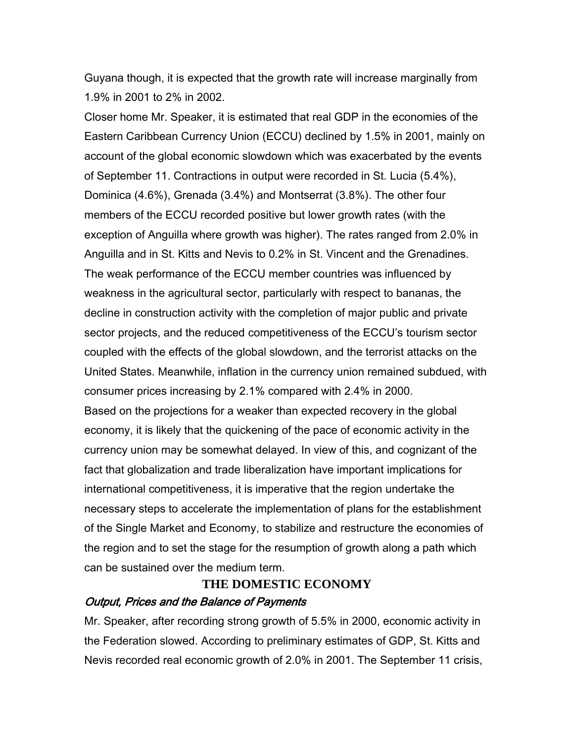Guyana though, it is expected that the growth rate will increase marginally from 1.9% in 2001 to 2% in 2002.

Closer home Mr. Speaker, it is estimated that real GDP in the economies of the Eastern Caribbean Currency Union (ECCU) declined by 1.5% in 2001, mainly on account of the global economic slowdown which was exacerbated by the events of September 11. Contractions in output were recorded in St. Lucia (5.4%), Dominica (4.6%), Grenada (3.4%) and Montserrat (3.8%). The other four members of the ECCU recorded positive but lower growth rates (with the exception of Anguilla where growth was higher). The rates ranged from 2.0% in Anguilla and in St. Kitts and Nevis to 0.2% in St. Vincent and the Grenadines. The weak performance of the ECCU member countries was influenced by weakness in the agricultural sector, particularly with respect to bananas, the decline in construction activity with the completion of major public and private sector projects, and the reduced competitiveness of the ECCU's tourism sector coupled with the effects of the global slowdown, and the terrorist attacks on the United States. Meanwhile, inflation in the currency union remained subdued, with consumer prices increasing by 2.1% compared with 2.4% in 2000.

Based on the projections for a weaker than expected recovery in the global economy, it is likely that the quickening of the pace of economic activity in the currency union may be somewhat delayed. In view of this, and cognizant of the fact that globalization and trade liberalization have important implications for international competitiveness, it is imperative that the region undertake the necessary steps to accelerate the implementation of plans for the establishment of the Single Market and Economy, to stabilize and restructure the economies of the region and to set the stage for the resumption of growth along a path which can be sustained over the medium term.

## THE DOMESTIC ECONOMY

### *Output, Prices and the Balance of Payments*

Mr. Speaker, after recording strong growth of 5.5% in 2000, economic activity in the Federation slowed. According to preliminary estimates of GDP, St. Kitts and Nevis recorded real economic growth of 2.0% in 2001. The September 11 crisis,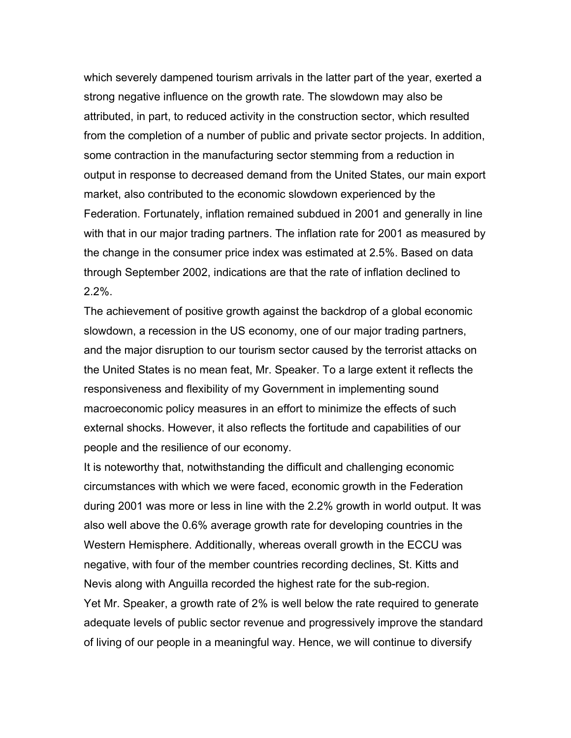which severely dampened tourism arrivals in the latter part of the year, exerted a strong negative influence on the growth rate. The slowdown may also be attributed, in part, to reduced activity in the construction sector, which resulted from the completion of a number of public and private sector projects. In addition, some contraction in the manufacturing sector stemming from a reduction in output in response to decreased demand from the United States, our main export market, also contributed to the economic slowdown experienced by the Federation. Fortunately, inflation remained subdued in 2001 and generally in line with that in our major trading partners. The inflation rate for 2001 as measured by the change in the consumer price index was estimated at 2.5%. Based on data through September 2002, indications are that the rate of inflation declined to 2.2%.

The achievement of positive growth against the backdrop of a global economic slowdown, a recession in the US economy, one of our major trading partners, and the major disruption to our tourism sector caused by the terrorist attacks on the United States is no mean feat, Mr. Speaker. To a large extent it reflects the responsiveness and flexibility of my Government in implementing sound macroeconomic policy measures in an effort to minimize the effects of such external shocks. However, it also reflects the fortitude and capabilities of our people and the resilience of our economy.

It is noteworthy that, notwithstanding the difficult and challenging economic circumstances with which we were faced, economic growth in the Federation during 2001 was more or less in line with the 2.2% growth in world output. It was also well above the 0.6% average growth rate for developing countries in the Western Hemisphere. Additionally, whereas overall growth in the ECCU was negative, with four of the member countries recording declines, St. Kitts and Nevis along with Anguilla recorded the highest rate for the sub-region.

Yet Mr. Speaker, a growth rate of 2% is well below the rate required to generate adequate levels of public sector revenue and progressively improve the standard of living of our people in a meaningful way. Hence, we will continue to diversify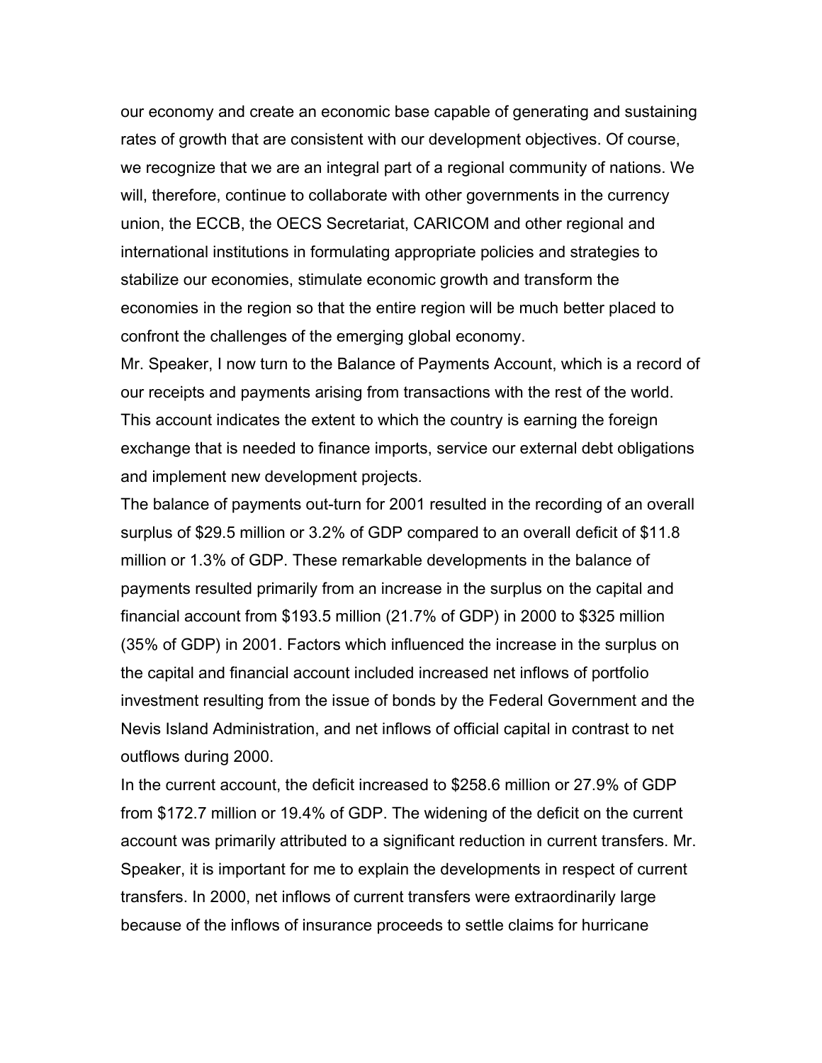our economy and create an economic base capable of generating and sustaining rates of growth that are consistent with our development objectives. Of course, we recognize that we are an integral part of a regional community of nations. We will, therefore, continue to collaborate with other governments in the currency union, the ECCB, the OECS Secretariat, CARICOM and other regional and international institutions in formulating appropriate policies and strategies to stabilize our economies, stimulate economic growth and transform the economies in the region so that the entire region will be much better placed to confront the challenges of the emerging global economy.

Mr. Speaker, I now turn to the Balance of Payments Account, which is a record of our receipts and payments arising from transactions with the rest of the world. This account indicates the extent to which the country is earning the foreign exchange that is needed to finance imports, service our external debt obligations and implement new development projects.

The balance of payments out-turn for 2001 resulted in the recording of an overall surplus of $29.5 million or 3.2% of GDP compared to an overall deficit of $11.8 million or 1.3% of GDP. These remarkable developments in the balance of payments resulted primarily from an increase in the surplus on the capital and financial account from $193.5 million (21.7% of GDP) in 2000 to $325 million (35% of GDP) in 2001. Factors which influenced the increase in the surplus on the capital and financial account included increased net inflows of portfolio investment resulting from the issue of bonds by the Federal Government and the Nevis Island Administration, and net inflows of official capital in contrast to net outflows during 2000.

In the current account, the deficit increased to $258.6 million or 27.9% of GDP from $172.7 million or 19.4% of GDP. The widening of the deficit on the current account was primarily attributed to a significant reduction in current transfers. Mr. Speaker, it is important for me to explain the developments in respect of current transfers. In 2000, net inflows of current transfers were extraordinarily large because of the inflows of insurance proceeds to settle claims for hurricane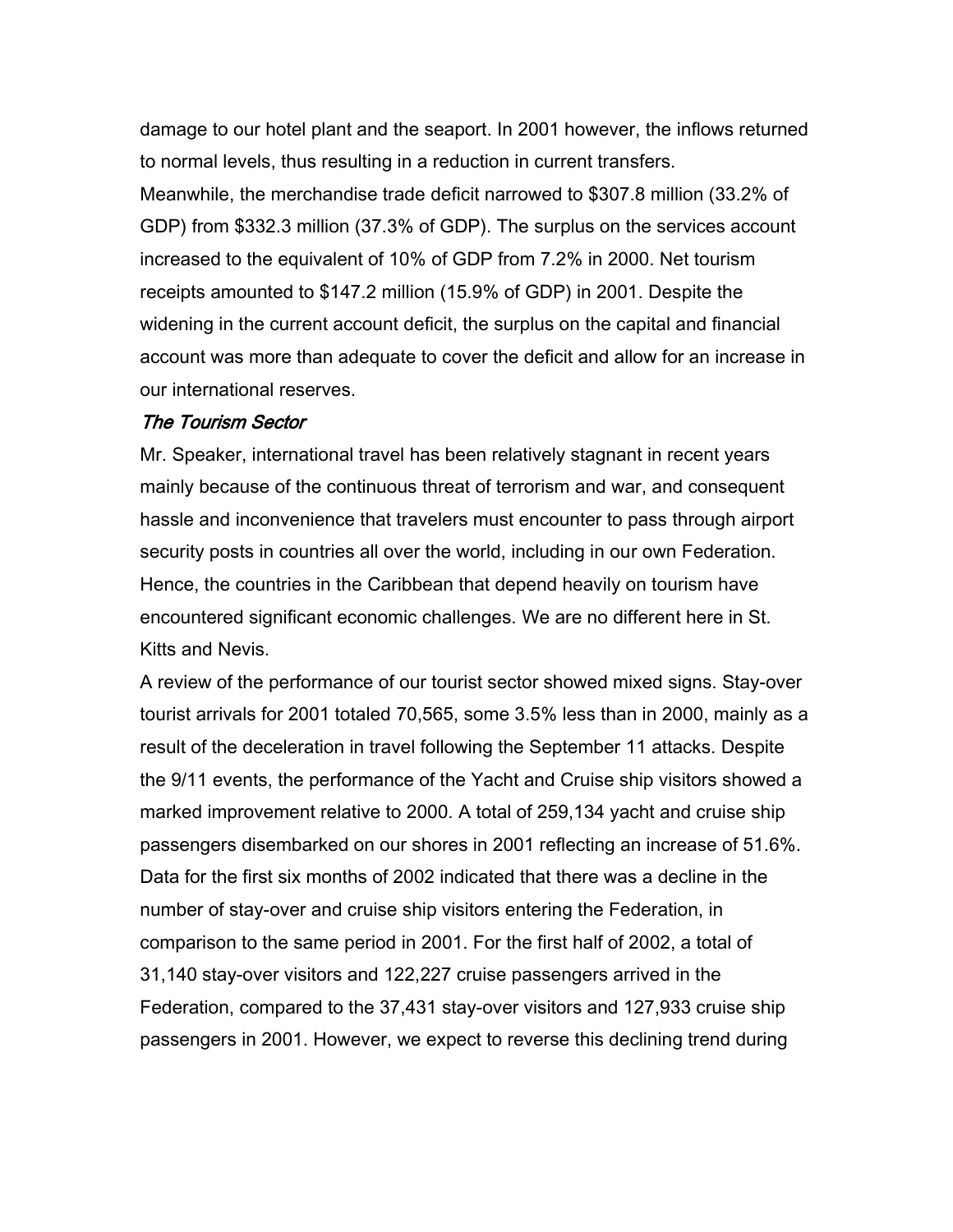damage to our hotel plant and the seaport. In 2001 however, the inflows returned to normal levels, thus resulting in a reduction in current transfers.

Meanwhile, the merchandise trade deficit narrowed to $307.8 million (33.2% of GDP) from $332.3 million (37.3% of GDP). The surplus on the services account increased to the equivalent of 10% of GDP from 7.2% in 2000. Net tourism receipts amounted to $147.2 million (15.9% of GDP) in 2001. Despite the widening in the current account deficit, the surplus on the capital and financial account was more than adequate to cover the deficit and allow for an increase in our international reserves.

***The Tourism Sector***

Mr. Speaker, international travel has been relatively stagnant in recent years mainly because of the continuous threat of terrorism and war, and consequent hassle and inconvenience that travelers must encounter to pass through airport security posts in countries all over the world, including in our own Federation. Hence, the countries in the Caribbean that depend heavily on tourism have encountered significant economic challenges. We are no different here in St. Kitts and Nevis.

A review of the performance of our tourist sector showed mixed signs. Stay-over tourist arrivals for 2001 totaled 70,565, some 3.5% less than in 2000, mainly as a result of the deceleration in travel following the September 11 attacks. Despite the 9/11 events, the performance of the Yacht and Cruise ship visitors showed a marked improvement relative to 2000. A total of 259,134 yacht and cruise ship passengers disembarked on our shores in 2001 reflecting an increase of 51.6%. Data for the first six months of 2002 indicated that there was a decline in the number of stay-over and cruise ship visitors entering the Federation, in comparison to the same period in 2001. For the first half of 2002, a total of 31,140 stay-over visitors and 122,227 cruise passengers arrived in the Federation, compared to the 37,431 stay-over visitors and 127,933 cruise ship passengers in 2001. However, we expect to reverse this declining trend during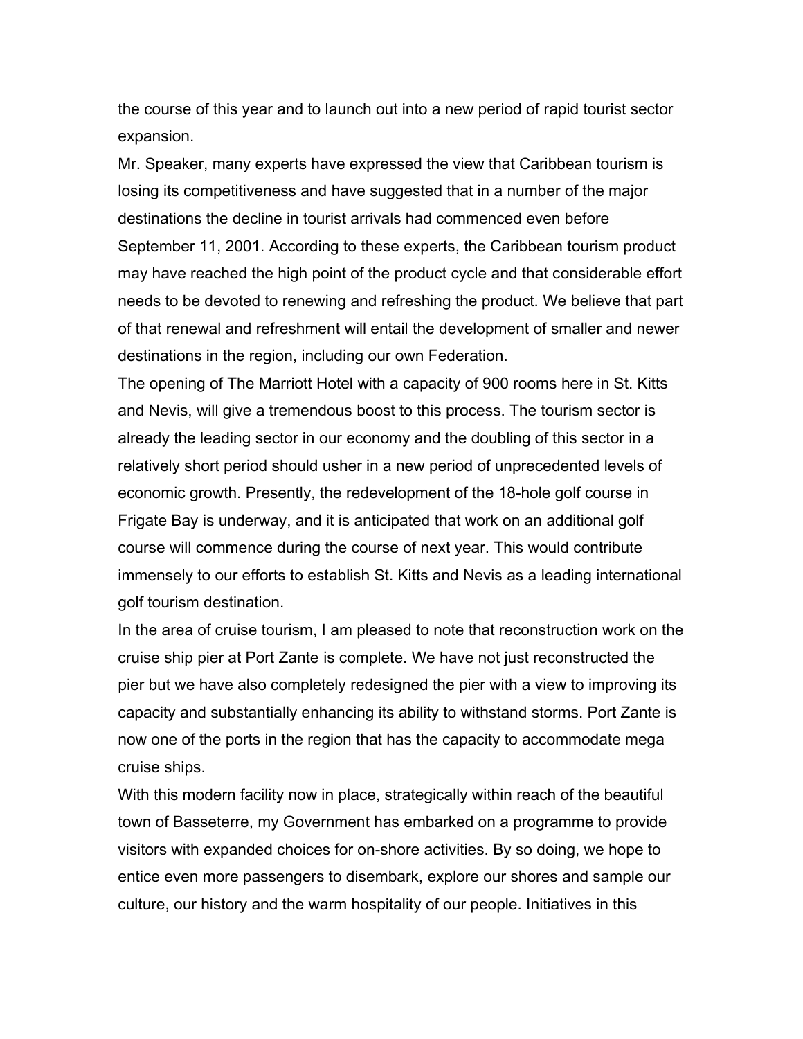the course of this year and to launch out into a new period of rapid tourist sector expansion.

Mr. Speaker, many experts have expressed the view that Caribbean tourism is losing its competitiveness and have suggested that in a number of the major destinations the decline in tourist arrivals had commenced even before September 11, 2001. According to these experts, the Caribbean tourism product may have reached the high point of the product cycle and that considerable effort needs to be devoted to renewing and refreshing the product. We believe that part of that renewal and refreshment will entail the development of smaller and newer destinations in the region, including our own Federation.

The opening of The Marriott Hotel with a capacity of 900 rooms here in St. Kitts and Nevis, will give a tremendous boost to this process. The tourism sector is already the leading sector in our economy and the doubling of this sector in a relatively short period should usher in a new period of unprecedented levels of economic growth. Presently, the redevelopment of the 18-hole golf course in Frigate Bay is underway, and it is anticipated that work on an additional golf course will commence during the course of next year. This would contribute immensely to our efforts to establish St. Kitts and Nevis as a leading international golf tourism destination.

In the area of cruise tourism, I am pleased to note that reconstruction work on the cruise ship pier at Port Zante is complete. We have not just reconstructed the pier but we have also completely redesigned the pier with a view to improving its capacity and substantially enhancing its ability to withstand storms. Port Zante is now one of the ports in the region that has the capacity to accommodate mega cruise ships.

With this modern facility now in place, strategically within reach of the beautiful town of Basseterre, my Government has embarked on a programme to provide visitors with expanded choices for on-shore activities. By so doing, we hope to entice even more passengers to disembark, explore our shores and sample our culture, our history and the warm hospitality of our people. Initiatives in this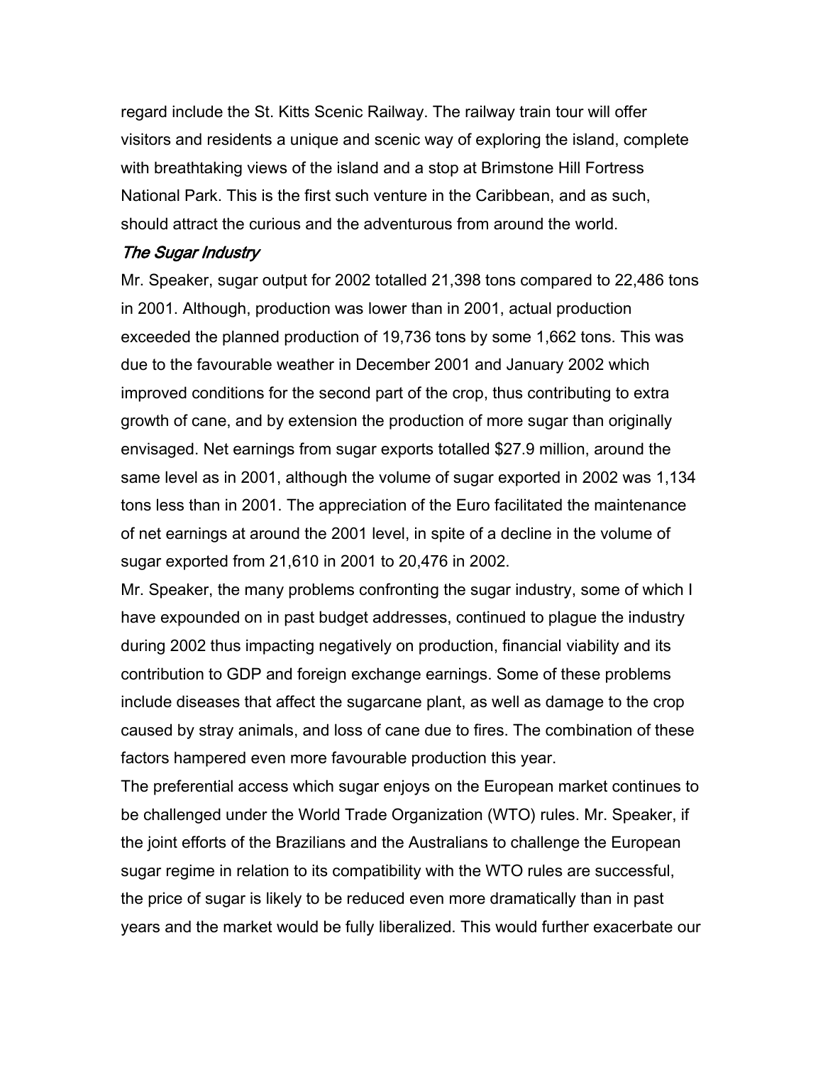regard include the St. Kitts Scenic Railway. The railway train tour will offer visitors and residents a unique and scenic way of exploring the island, complete with breathtaking views of the island and a stop at Brimstone Hill Fortress National Park. This is the first such venture in the Caribbean, and as such, should attract the curious and the adventurous from around the world.

### *The Sugar Industry*

Mr. Speaker, sugar output for 2002 totalled 21,398 tons compared to 22,486 tons in 2001. Although, production was lower than in 2001, actual production exceeded the planned production of 19,736 tons by some 1,662 tons. This was due to the favourable weather in December 2001 and January 2002 which improved conditions for the second part of the crop, thus contributing to extra growth of cane, and by extension the production of more sugar than originally envisaged. Net earnings from sugar exports totalled $27.9 million, around the same level as in 2001, although the volume of sugar exported in 2002 was 1,134 tons less than in 2001. The appreciation of the Euro facilitated the maintenance of net earnings at around the 2001 level, in spite of a decline in the volume of sugar exported from 21,610 in 2001 to 20,476 in 2002.

Mr. Speaker, the many problems confronting the sugar industry, some of which I have expounded on in past budget addresses, continued to plague the industry during 2002 thus impacting negatively on production, financial viability and its contribution to GDP and foreign exchange earnings. Some of these problems include diseases that affect the sugarcane plant, as well as damage to the crop caused by stray animals, and loss of cane due to fires. The combination of these factors hampered even more favourable production this year.

The preferential access which sugar enjoys on the European market continues to be challenged under the World Trade Organization (WTO) rules. Mr. Speaker, if the joint efforts of the Brazilians and the Australians to challenge the European sugar regime in relation to its compatibility with the WTO rules are successful, the price of sugar is likely to be reduced even more dramatically than in past years and the market would be fully liberalized. This would further exacerbate our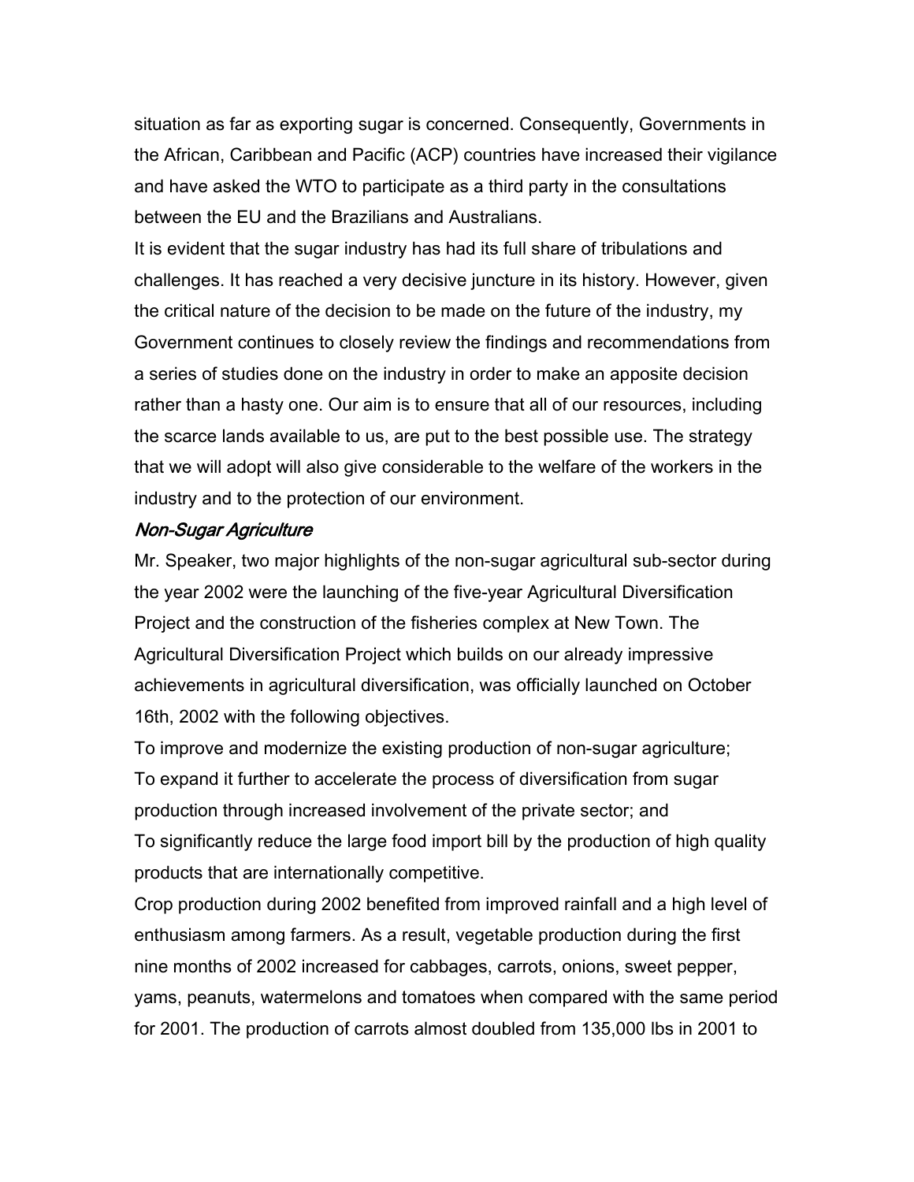situation as far as exporting sugar is concerned. Consequently, Governments in the African, Caribbean and Pacific (ACP) countries have increased their vigilance and have asked the WTO to participate as a third party in the consultations between the EU and the Brazilians and Australians.

It is evident that the sugar industry has had its full share of tribulations and challenges. It has reached a very decisive juncture in its history. However, given the critical nature of the decision to be made on the future of the industry, my Government continues to closely review the findings and recommendations from a series of studies done on the industry in order to make an apposite decision rather than a hasty one. Our aim is to ensure that all of our resources, including the scarce lands available to us, are put to the best possible use. The strategy that we will adopt will also give considerable to the welfare of the workers in the industry and to the protection of our environment.

*Non-Sugar Agriculture*

Mr. Speaker, two major highlights of the non-sugar agricultural sub-sector during the year 2002 were the launching of the five-year Agricultural Diversification Project and the construction of the fisheries complex at New Town. The Agricultural Diversification Project which builds on our already impressive achievements in agricultural diversification, was officially launched on October 16th, 2002 with the following objectives.

To improve and modernize the existing production of non-sugar agriculture;

To expand it further to accelerate the process of diversification from sugar production through increased involvement of the private sector; and

To significantly reduce the large food import bill by the production of high quality products that are internationally competitive.

Crop production during 2002 benefited from improved rainfall and a high level of enthusiasm among farmers. As a result, vegetable production during the first nine months of 2002 increased for cabbages, carrots, onions, sweet pepper, yams, peanuts, watermelons and tomatoes when compared with the same period for 2001. The production of carrots almost doubled from 135,000 lbs in 2001 to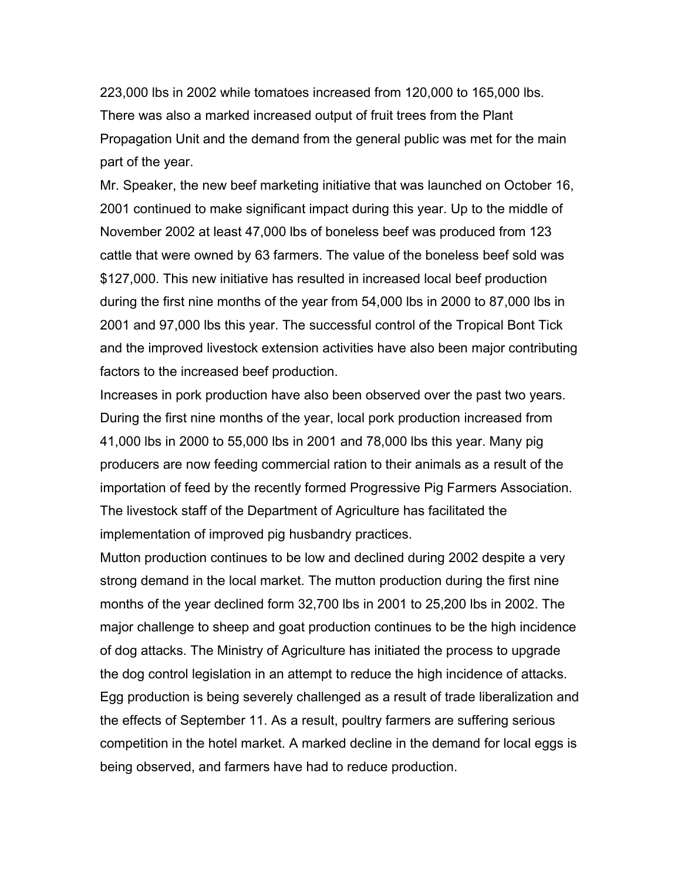223,000 lbs in 2002 while tomatoes increased from 120,000 to 165,000 lbs. There was also a marked increased output of fruit trees from the Plant Propagation Unit and the demand from the general public was met for the main part of the year.

Mr. Speaker, the new beef marketing initiative that was launched on October 16, 2001 continued to make significant impact during this year. Up to the middle of November 2002 at least 47,000 lbs of boneless beef was produced from 123 cattle that were owned by 63 farmers. The value of the boneless beef sold was $127,000. This new initiative has resulted in increased local beef production during the first nine months of the year from 54,000 lbs in 2000 to 87,000 lbs in 2001 and 97,000 lbs this year. The successful control of the Tropical Bont Tick and the improved livestock extension activities have also been major contributing factors to the increased beef production.

Increases in pork production have also been observed over the past two years. During the first nine months of the year, local pork production increased from 41,000 lbs in 2000 to 55,000 lbs in 2001 and 78,000 lbs this year. Many pig producers are now feeding commercial ration to their animals as a result of the importation of feed by the recently formed Progressive Pig Farmers Association. The livestock staff of the Department of Agriculture has facilitated the implementation of improved pig husbandry practices.

Mutton production continues to be low and declined during 2002 despite a very strong demand in the local market. The mutton production during the first nine months of the year declined form 32,700 lbs in 2001 to 25,200 lbs in 2002. The major challenge to sheep and goat production continues to be the high incidence of dog attacks. The Ministry of Agriculture has initiated the process to upgrade the dog control legislation in an attempt to reduce the high incidence of attacks.

Egg production is being severely challenged as a result of trade liberalization and the effects of September 11. As a result, poultry farmers are suffering serious competition in the hotel market. A marked decline in the demand for local eggs is being observed, and farmers have had to reduce production.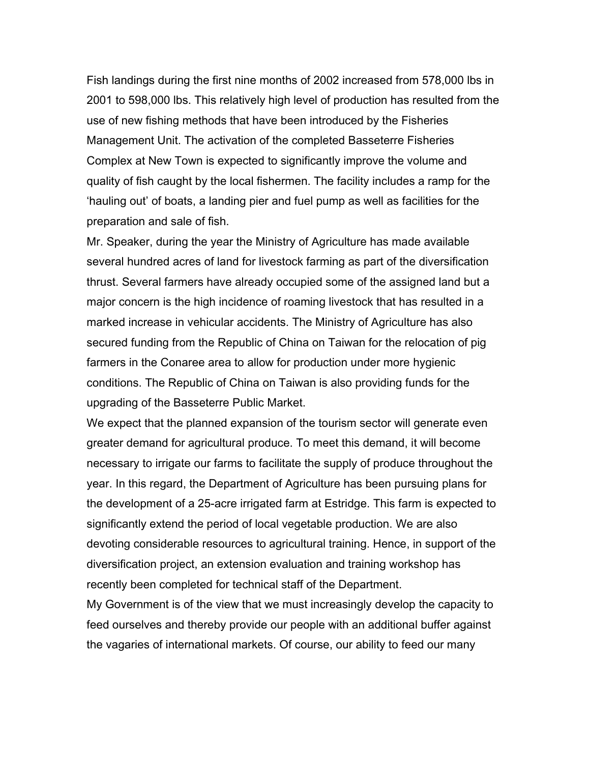Fish landings during the first nine months of 2002 increased from 578,000 lbs in 2001 to 598,000 lbs. This relatively high level of production has resulted from the use of new fishing methods that have been introduced by the Fisheries Management Unit. The activation of the completed Basseterre Fisheries Complex at New Town is expected to significantly improve the volume and quality of fish caught by the local fishermen. The facility includes a ramp for the 'hauling out' of boats, a landing pier and fuel pump as well as facilities for the preparation and sale of fish.

Mr. Speaker, during the year the Ministry of Agriculture has made available several hundred acres of land for livestock farming as part of the diversification thrust. Several farmers have already occupied some of the assigned land but a major concern is the high incidence of roaming livestock that has resulted in a marked increase in vehicular accidents. The Ministry of Agriculture has also secured funding from the Republic of China on Taiwan for the relocation of pig farmers in the Conaree area to allow for production under more hygienic conditions. The Republic of China on Taiwan is also providing funds for the upgrading of the Basseterre Public Market.

We expect that the planned expansion of the tourism sector will generate even greater demand for agricultural produce. To meet this demand, it will become necessary to irrigate our farms to facilitate the supply of produce throughout the year. In this regard, the Department of Agriculture has been pursuing plans for the development of a 25-acre irrigated farm at Estridge. This farm is expected to significantly extend the period of local vegetable production. We are also devoting considerable resources to agricultural training. Hence, in support of the diversification project, an extension evaluation and training workshop has recently been completed for technical staff of the Department.

My Government is of the view that we must increasingly develop the capacity to feed ourselves and thereby provide our people with an additional buffer against the vagaries of international markets. Of course, our ability to feed our many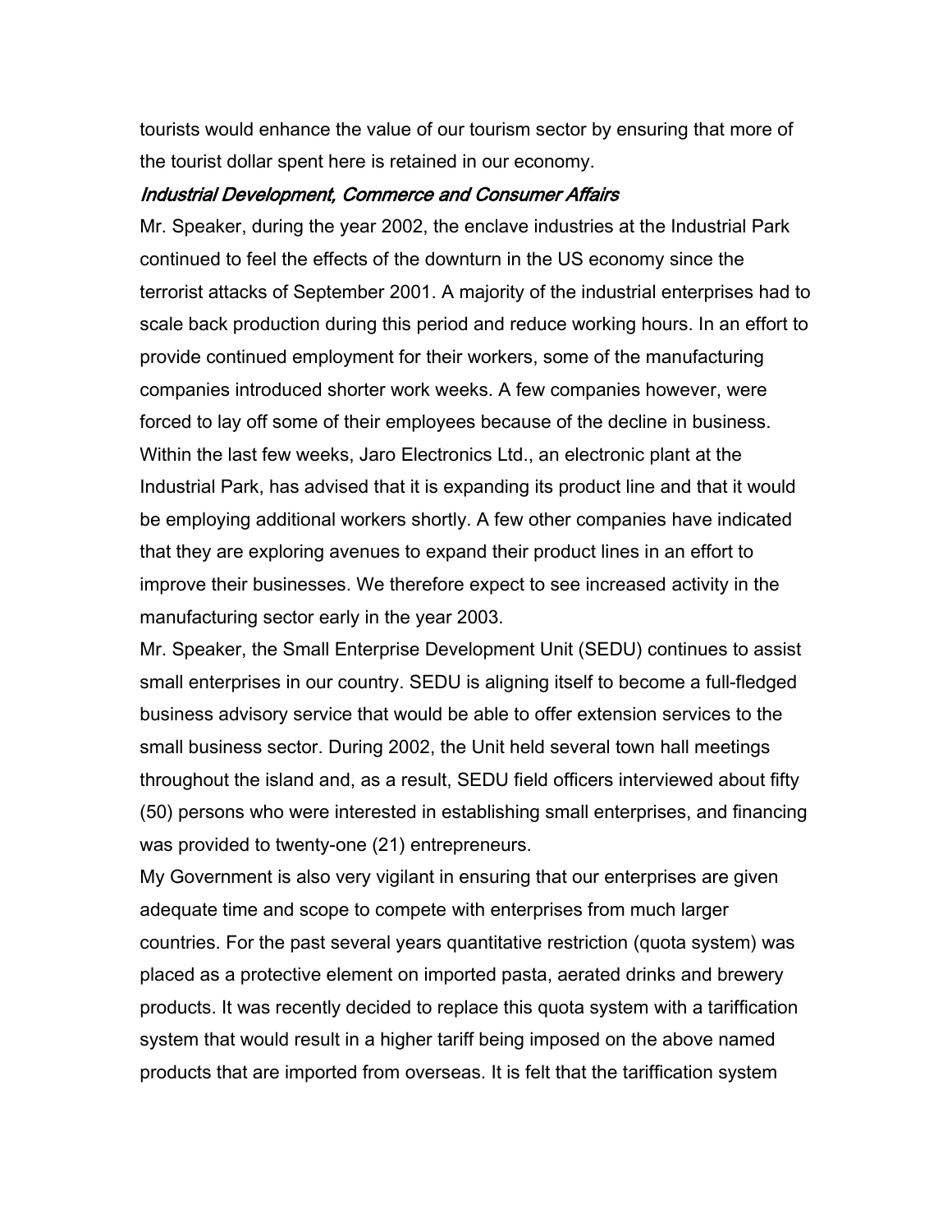tourists would enhance the value of our tourism sector by ensuring that more of the tourist dollar spent here is retained in our economy.

*Industrial Development, Commerce and Consumer Affairs*

Mr. Speaker, during the year 2002, the enclave industries at the Industrial Park continued to feel the effects of the downturn in the US economy since the terrorist attacks of September 2001. A majority of the industrial enterprises had to scale back production during this period and reduce working hours. In an effort to provide continued employment for their workers, some of the manufacturing companies introduced shorter work weeks. A few companies however, were forced to lay off some of their employees because of the decline in business. Within the last few weeks, Jaro Electronics Ltd., an electronic plant at the Industrial Park, has advised that it is expanding its product line and that it would be employing additional workers shortly. A few other companies have indicated that they are exploring avenues to expand their product lines in an effort to improve their businesses. We therefore expect to see increased activity in the manufacturing sector early in the year 2003.

Mr. Speaker, the Small Enterprise Development Unit (SEDU) continues to assist small enterprises in our country. SEDU is aligning itself to become a full-fledged business advisory service that would be able to offer extension services to the small business sector. During 2002, the Unit held several town hall meetings throughout the island and, as a result, SEDU field officers interviewed about fifty (50) persons who were interested in establishing small enterprises, and financing was provided to twenty-one (21) entrepreneurs.

My Government is also very vigilant in ensuring that our enterprises are given adequate time and scope to compete with enterprises from much larger countries. For the past several years quantitative restriction (quota system) was placed as a protective element on imported pasta, aerated drinks and brewery products. It was recently decided to replace this quota system with a tariffication system that would result in a higher tariff being imposed on the above named products that are imported from overseas. It is felt that the tariffication system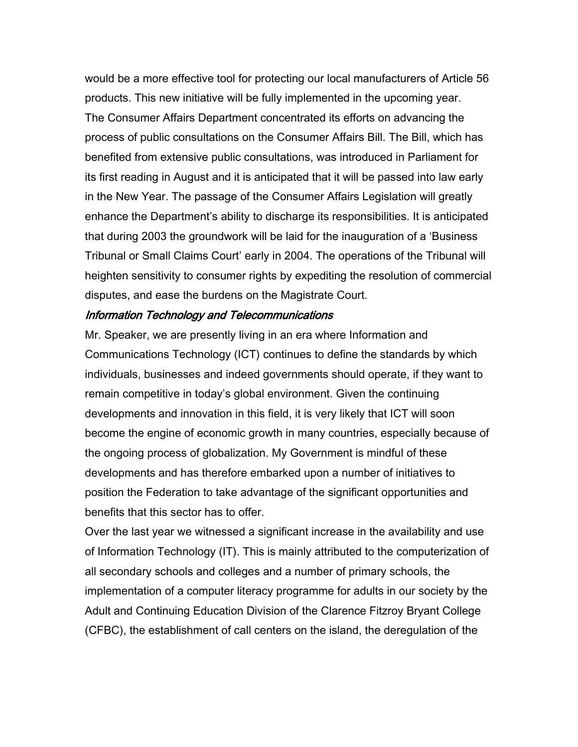would be a more effective tool for protecting our local manufacturers of Article 56 products. This new initiative will be fully implemented in the upcoming year.

The Consumer Affairs Department concentrated its efforts on advancing the process of public consultations on the Consumer Affairs Bill. The Bill, which has benefited from extensive public consultations, was introduced in Parliament for its first reading in August and it is anticipated that it will be passed into law early in the New Year. The passage of the Consumer Affairs Legislation will greatly enhance the Department's ability to discharge its responsibilities. It is anticipated that during 2003 the groundwork will be laid for the inauguration of a 'Business Tribunal or Small Claims Court' early in 2004. The operations of the Tribunal will heighten sensitivity to consumer rights by expediting the resolution of commercial disputes, and ease the burdens on the Magistrate Court.

*Information Technology and Telecommunications*

Mr. Speaker, we are presently living in an era where Information and Communications Technology (ICT) continues to define the standards by which individuals, businesses and indeed governments should operate, if they want to remain competitive in today's global environment. Given the continuing developments and innovation in this field, it is very likely that ICT will soon become the engine of economic growth in many countries, especially because of the ongoing process of globalization. My Government is mindful of these developments and has therefore embarked upon a number of initiatives to position the Federation to take advantage of the significant opportunities and benefits that this sector has to offer.

Over the last year we witnessed a significant increase in the availability and use of Information Technology (IT). This is mainly attributed to the computerization of all secondary schools and colleges and a number of primary schools, the implementation of a computer literacy programme for adults in our society by the Adult and Continuing Education Division of the Clarence Fitzroy Bryant College (CFBC), the establishment of call centers on the island, the deregulation of the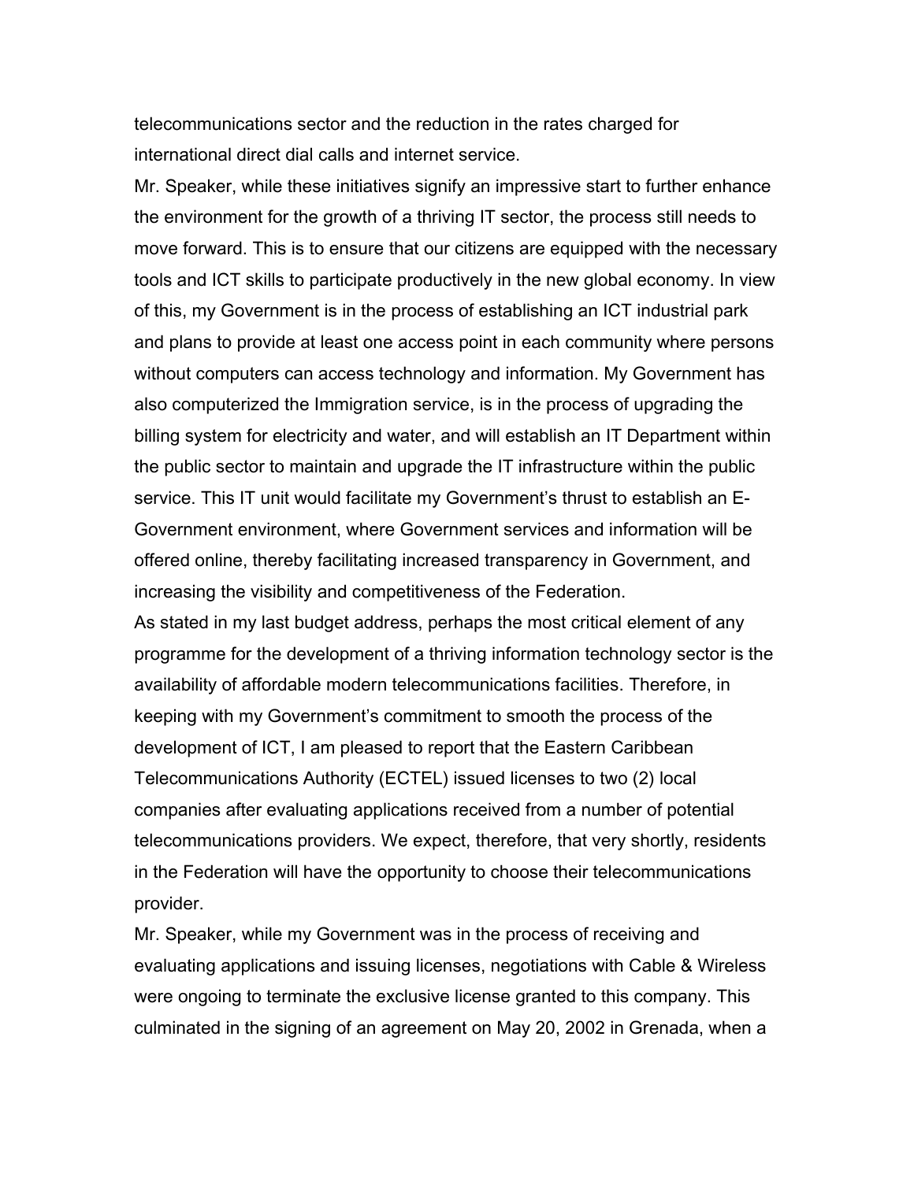telecommunications sector and the reduction in the rates charged for international direct dial calls and internet service.

Mr. Speaker, while these initiatives signify an impressive start to further enhance the environment for the growth of a thriving IT sector, the process still needs to move forward. This is to ensure that our citizens are equipped with the necessary tools and ICT skills to participate productively in the new global economy. In view of this, my Government is in the process of establishing an ICT industrial park and plans to provide at least one access point in each community where persons without computers can access technology and information. My Government has also computerized the Immigration service, is in the process of upgrading the billing system for electricity and water, and will establish an IT Department within the public sector to maintain and upgrade the IT infrastructure within the public service. This IT unit would facilitate my Government's thrust to establish an E-Government environment, where Government services and information will be offered online, thereby facilitating increased transparency in Government, and increasing the visibility and competitiveness of the Federation.

As stated in my last budget address, perhaps the most critical element of any programme for the development of a thriving information technology sector is the availability of affordable modern telecommunications facilities. Therefore, in keeping with my Government's commitment to smooth the process of the development of ICT, I am pleased to report that the Eastern Caribbean Telecommunications Authority (ECTEL) issued licenses to two (2) local companies after evaluating applications received from a number of potential telecommunications providers. We expect, therefore, that very shortly, residents in the Federation will have the opportunity to choose their telecommunications provider.

Mr. Speaker, while my Government was in the process of receiving and evaluating applications and issuing licenses, negotiations with Cable & Wireless were ongoing to terminate the exclusive license granted to this company. This culminated in the signing of an agreement on May 20, 2002 in Grenada, when a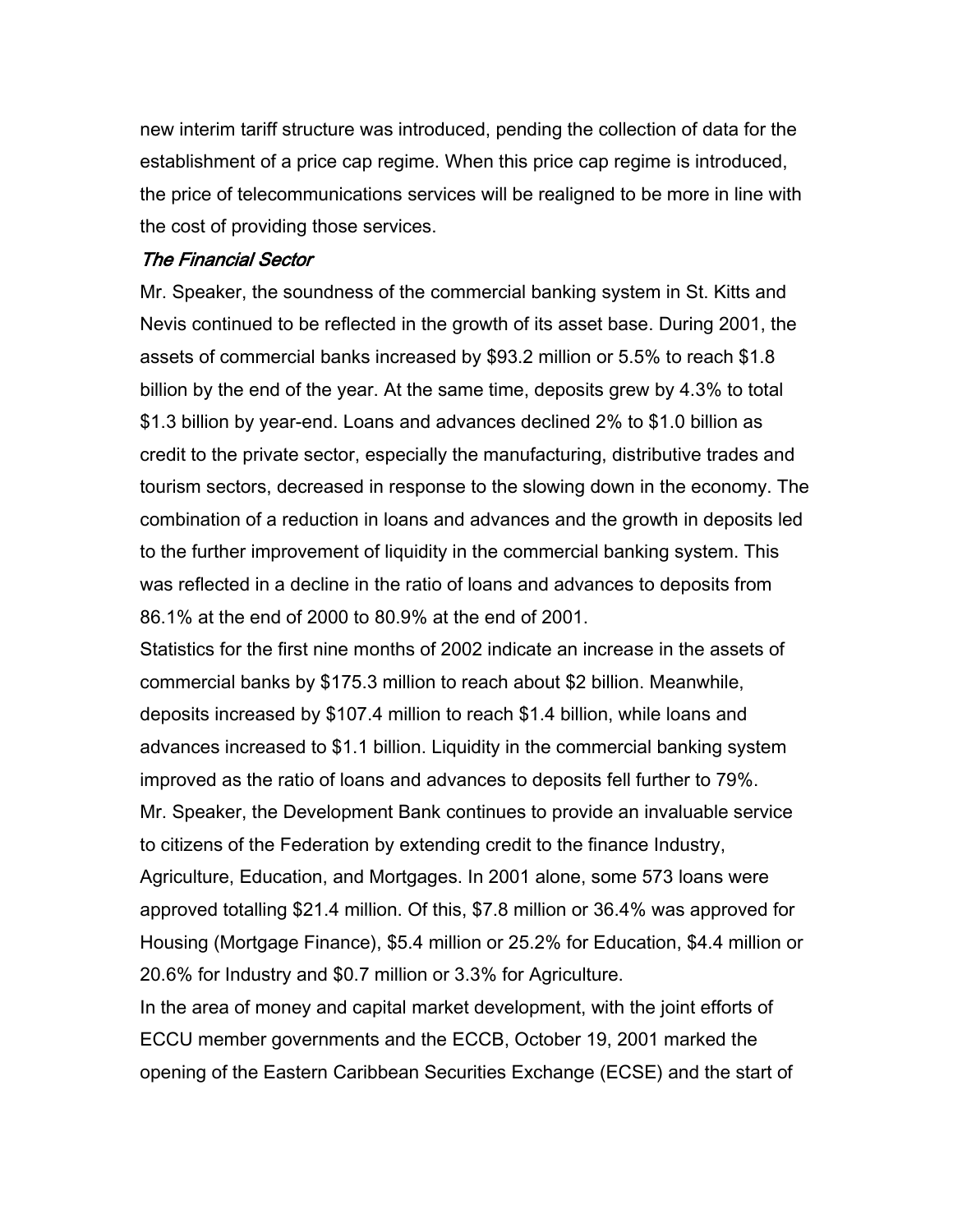new interim tariff structure was introduced, pending the collection of data for the establishment of a price cap regime. When this price cap regime is introduced, the price of telecommunications services will be realigned to be more in line with the cost of providing those services.

### *The Financial Sector*

Mr. Speaker, the soundness of the commercial banking system in St. Kitts and Nevis continued to be reflected in the growth of its asset base. During 2001, the assets of commercial banks increased by $93.2 million or 5.5% to reach $1.8 billion by the end of the year. At the same time, deposits grew by 4.3% to total $1.3 billion by year-end. Loans and advances declined 2% to $1.0 billion as credit to the private sector, especially the manufacturing, distributive trades and tourism sectors, decreased in response to the slowing down in the economy. The combination of a reduction in loans and advances and the growth in deposits led to the further improvement of liquidity in the commercial banking system. This was reflected in a decline in the ratio of loans and advances to deposits from 86.1% at the end of 2000 to 80.9% at the end of 2001.

Statistics for the first nine months of 2002 indicate an increase in the assets of commercial banks by $175.3 million to reach about $2 billion. Meanwhile, deposits increased by $107.4 million to reach $1.4 billion, while loans and advances increased to $1.1 billion. Liquidity in the commercial banking system improved as the ratio of loans and advances to deposits fell further to 79%.

Mr. Speaker, the Development Bank continues to provide an invaluable service to citizens of the Federation by extending credit to the finance Industry, Agriculture, Education, and Mortgages. In 2001 alone, some 573 loans were approved totalling $21.4 million. Of this, $7.8 million or 36.4% was approved for Housing (Mortgage Finance), $5.4 million or 25.2% for Education, $4.4 million or 20.6% for Industry and $0.7 million or 3.3% for Agriculture.

In the area of money and capital market development, with the joint efforts of ECCU member governments and the ECCB, October 19, 2001 marked the opening of the Eastern Caribbean Securities Exchange (ECSE) and the start of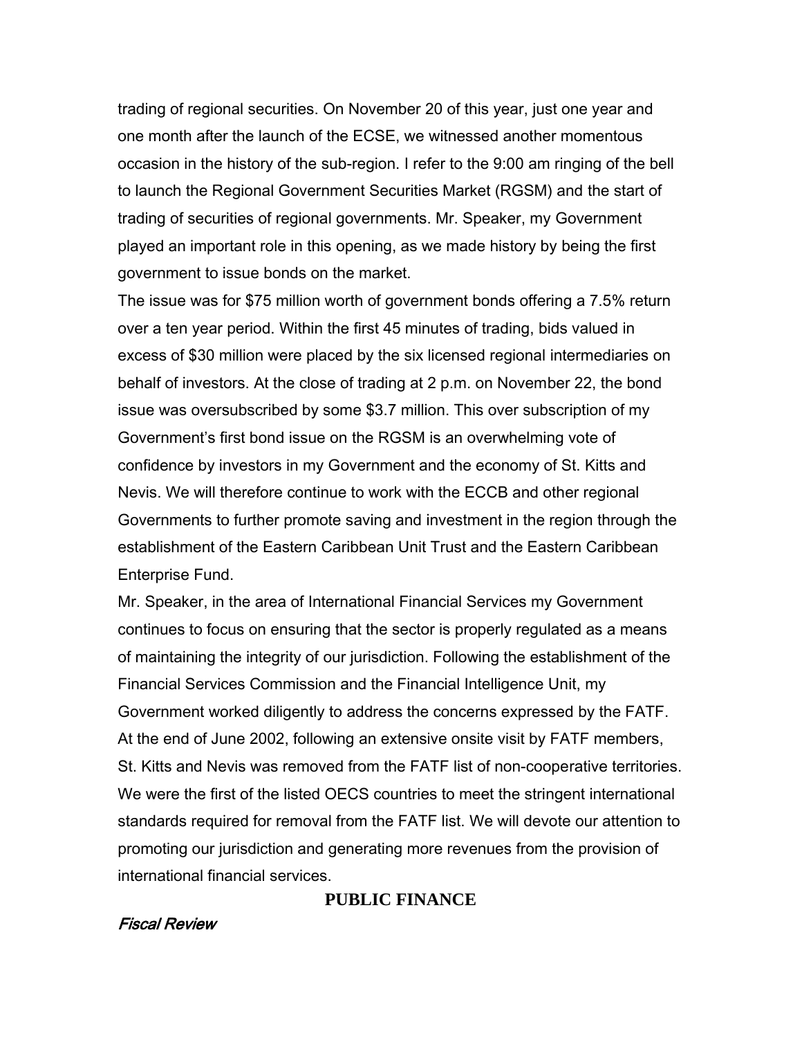trading of regional securities. On November 20 of this year, just one year and one month after the launch of the ECSE, we witnessed another momentous occasion in the history of the sub-region. I refer to the 9:00 am ringing of the bell to launch the Regional Government Securities Market (RGSM) and the start of trading of securities of regional governments. Mr. Speaker, my Government played an important role in this opening, as we made history by being the first government to issue bonds on the market.

The issue was for $75 million worth of government bonds offering a 7.5% return over a ten year period. Within the first 45 minutes of trading, bids valued in excess of $30 million were placed by the six licensed regional intermediaries on behalf of investors. At the close of trading at 2 p.m. on November 22, the bond issue was oversubscribed by some $3.7 million. This over subscription of my Government's first bond issue on the RGSM is an overwhelming vote of confidence by investors in my Government and the economy of St. Kitts and Nevis. We will therefore continue to work with the ECCB and other regional Governments to further promote saving and investment in the region through the establishment of the Eastern Caribbean Unit Trust and the Eastern Caribbean Enterprise Fund.

Mr. Speaker, in the area of International Financial Services my Government continues to focus on ensuring that the sector is properly regulated as a means of maintaining the integrity of our jurisdiction. Following the establishment of the Financial Services Commission and the Financial Intelligence Unit, my Government worked diligently to address the concerns expressed by the FATF. At the end of June 2002, following an extensive onsite visit by FATF members, St. Kitts and Nevis was removed from the FATF list of non-cooperative territories. We were the first of the listed OECS countries to meet the stringent international standards required for removal from the FATF list. We will devote our attention to promoting our jurisdiction and generating more revenues from the provision of international financial services.

## PUBLIC FINANCE

### *Fiscal Review*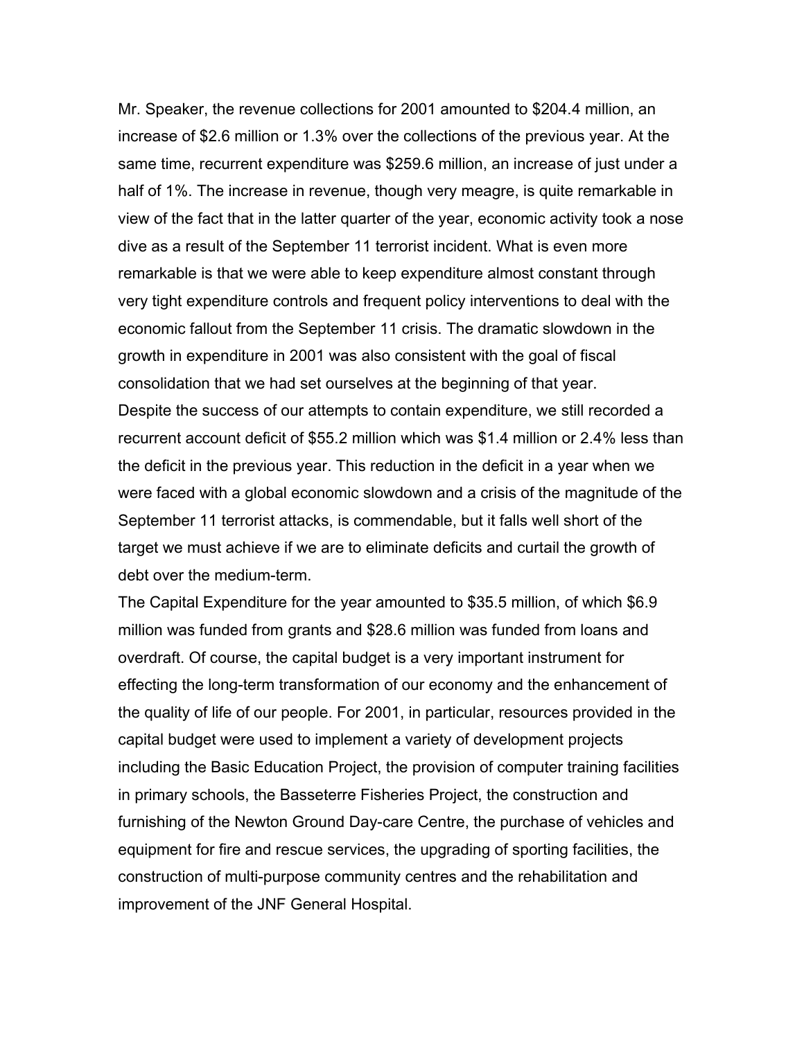Mr. Speaker, the revenue collections for 2001 amounted to $204.4 million, an increase of $2.6 million or 1.3% over the collections of the previous year. At the same time, recurrent expenditure was $259.6 million, an increase of just under a half of 1%. The increase in revenue, though very meagre, is quite remarkable in view of the fact that in the latter quarter of the year, economic activity took a nose dive as a result of the September 11 terrorist incident. What is even more remarkable is that we were able to keep expenditure almost constant through very tight expenditure controls and frequent policy interventions to deal with the economic fallout from the September 11 crisis. The dramatic slowdown in the growth in expenditure in 2001 was also consistent with the goal of fiscal consolidation that we had set ourselves at the beginning of that year.

Despite the success of our attempts to contain expenditure, we still recorded a recurrent account deficit of $55.2 million which was $1.4 million or 2.4% less than the deficit in the previous year. This reduction in the deficit in a year when we were faced with a global economic slowdown and a crisis of the magnitude of the September 11 terrorist attacks, is commendable, but it falls well short of the target we must achieve if we are to eliminate deficits and curtail the growth of debt over the medium-term.

The Capital Expenditure for the year amounted to $35.5 million, of which $6.9 million was funded from grants and $28.6 million was funded from loans and overdraft. Of course, the capital budget is a very important instrument for effecting the long-term transformation of our economy and the enhancement of the quality of life of our people. For 2001, in particular, resources provided in the capital budget were used to implement a variety of development projects including the Basic Education Project, the provision of computer training facilities in primary schools, the Basseterre Fisheries Project, the construction and furnishing of the Newton Ground Day-care Centre, the purchase of vehicles and equipment for fire and rescue services, the upgrading of sporting facilities, the construction of multi-purpose community centres and the rehabilitation and improvement of the JNF General Hospital.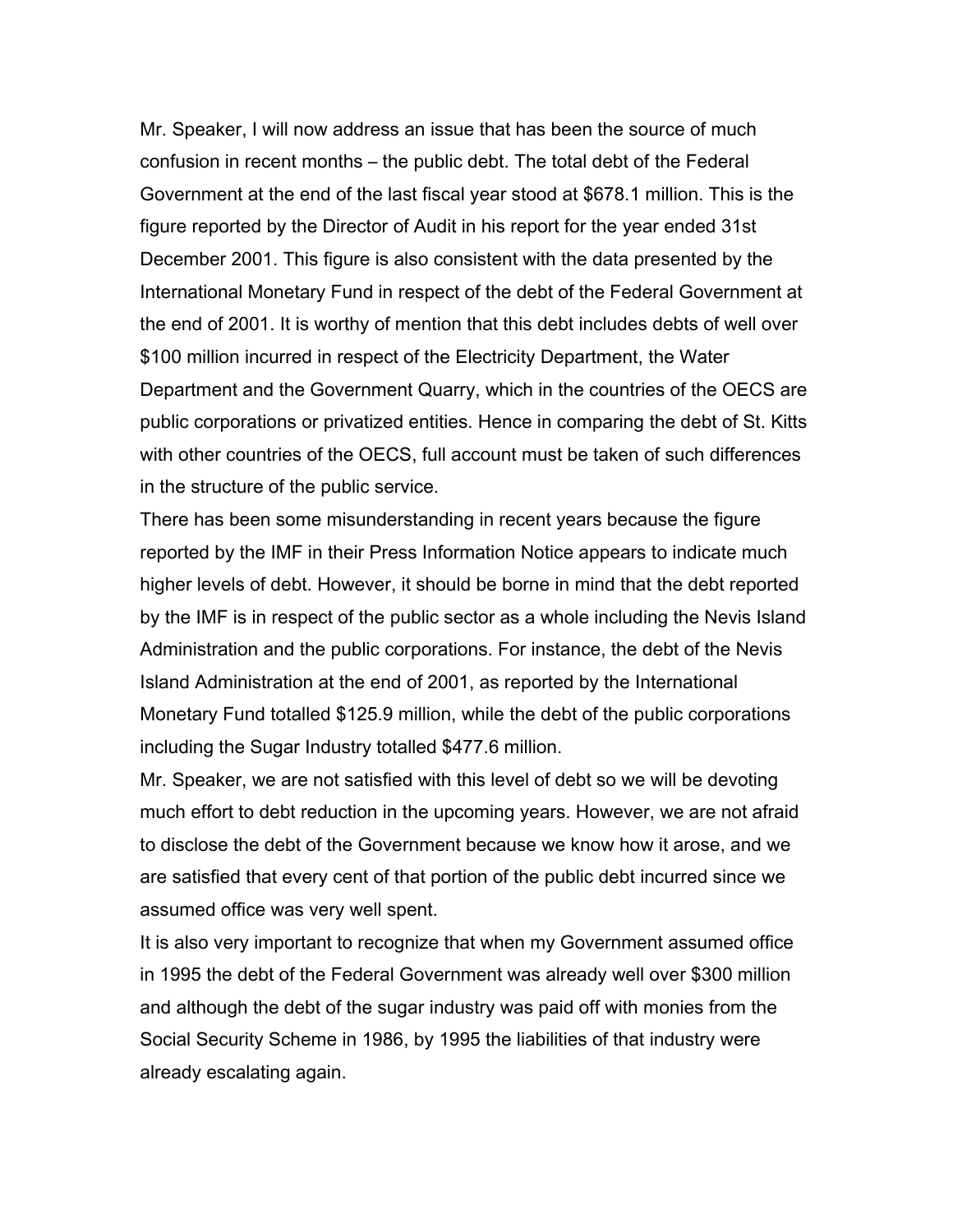Mr. Speaker, I will now address an issue that has been the source of much confusion in recent months – the public debt. The total debt of the Federal Government at the end of the last fiscal year stood at $678.1 million. This is the figure reported by the Director of Audit in his report for the year ended 31st December 2001. This figure is also consistent with the data presented by the International Monetary Fund in respect of the debt of the Federal Government at the end of 2001. It is worthy of mention that this debt includes debts of well over $100 million incurred in respect of the Electricity Department, the Water Department and the Government Quarry, which in the countries of the OECS are public corporations or privatized entities. Hence in comparing the debt of St. Kitts with other countries of the OECS, full account must be taken of such differences in the structure of the public service.

There has been some misunderstanding in recent years because the figure reported by the IMF in their Press Information Notice appears to indicate much higher levels of debt. However, it should be borne in mind that the debt reported by the IMF is in respect of the public sector as a whole including the Nevis Island Administration and the public corporations. For instance, the debt of the Nevis Island Administration at the end of 2001, as reported by the International Monetary Fund totalled $125.9 million, while the debt of the public corporations including the Sugar Industry totalled $477.6 million.

Mr. Speaker, we are not satisfied with this level of debt so we will be devoting much effort to debt reduction in the upcoming years. However, we are not afraid to disclose the debt of the Government because we know how it arose, and we are satisfied that every cent of that portion of the public debt incurred since we assumed office was very well spent.

It is also very important to recognize that when my Government assumed office in 1995 the debt of the Federal Government was already well over $300 million and although the debt of the sugar industry was paid off with monies from the Social Security Scheme in 1986, by 1995 the liabilities of that industry were already escalating again.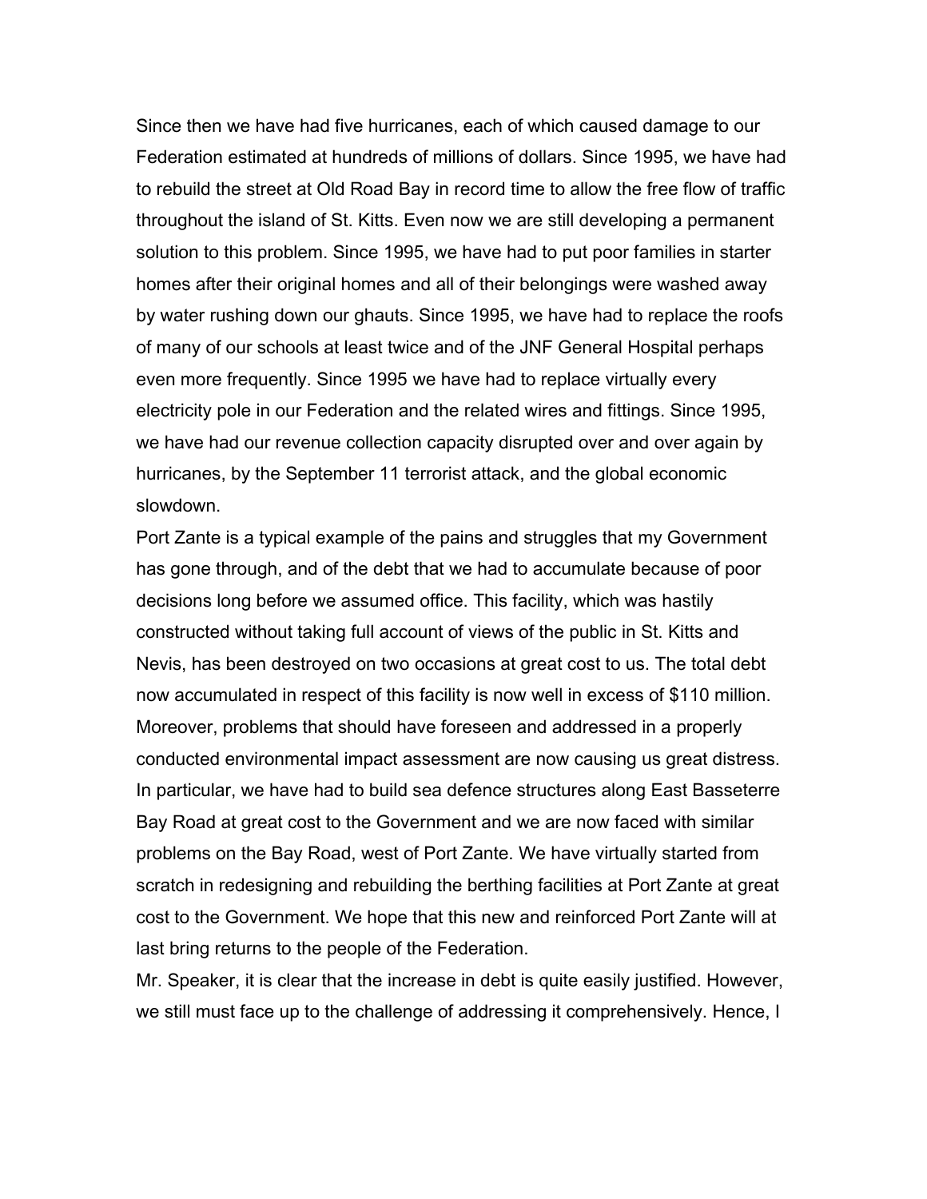Since then we have had five hurricanes, each of which caused damage to our Federation estimated at hundreds of millions of dollars. Since 1995, we have had to rebuild the street at Old Road Bay in record time to allow the free flow of traffic throughout the island of St. Kitts. Even now we are still developing a permanent solution to this problem. Since 1995, we have had to put poor families in starter homes after their original homes and all of their belongings were washed away by water rushing down our ghauts. Since 1995, we have had to replace the roofs of many of our schools at least twice and of the JNF General Hospital perhaps even more frequently. Since 1995 we have had to replace virtually every electricity pole in our Federation and the related wires and fittings. Since 1995, we have had our revenue collection capacity disrupted over and over again by hurricanes, by the September 11 terrorist attack, and the global economic slowdown.

Port Zante is a typical example of the pains and struggles that my Government has gone through, and of the debt that we had to accumulate because of poor decisions long before we assumed office. This facility, which was hastily constructed without taking full account of views of the public in St. Kitts and Nevis, has been destroyed on two occasions at great cost to us. The total debt now accumulated in respect of this facility is now well in excess of $110 million. Moreover, problems that should have foreseen and addressed in a properly conducted environmental impact assessment are now causing us great distress. In particular, we have had to build sea defence structures along East Basseterre Bay Road at great cost to the Government and we are now faced with similar problems on the Bay Road, west of Port Zante. We have virtually started from scratch in redesigning and rebuilding the berthing facilities at Port Zante at great cost to the Government. We hope that this new and reinforced Port Zante will at last bring returns to the people of the Federation.

Mr. Speaker, it is clear that the increase in debt is quite easily justified. However, we still must face up to the challenge of addressing it comprehensively. Hence, I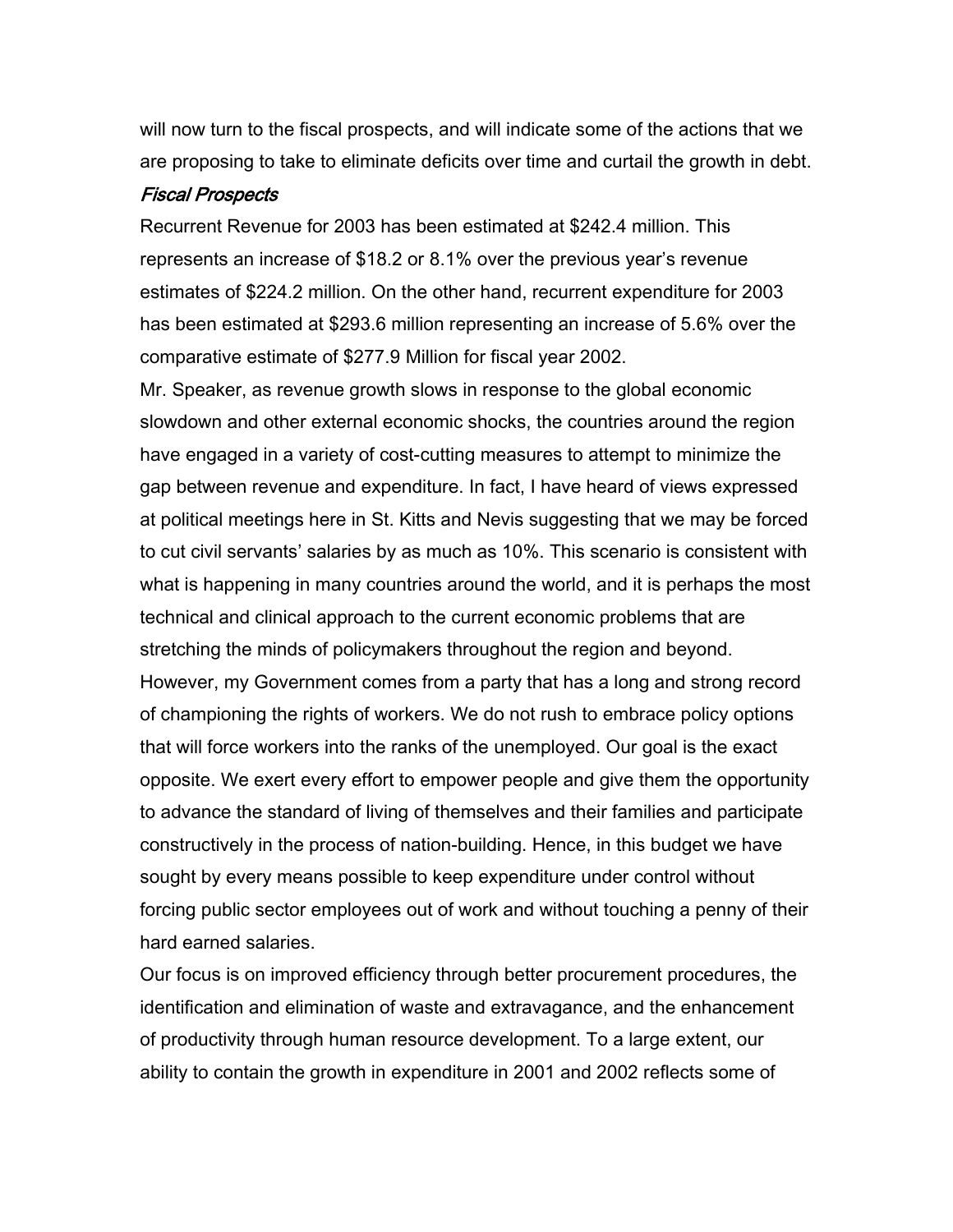will now turn to the fiscal prospects, and will indicate some of the actions that we are proposing to take to eliminate deficits over time and curtail the growth in debt.

### *Fiscal Prospects*

Recurrent Revenue for 2003 has been estimated at $242.4 million. This represents an increase of $18.2 or 8.1% over the previous year's revenue estimates of $224.2 million. On the other hand, recurrent expenditure for 2003 has been estimated at $293.6 million representing an increase of 5.6% over the comparative estimate of $277.9 Million for fiscal year 2002.

Mr. Speaker, as revenue growth slows in response to the global economic slowdown and other external economic shocks, the countries around the region have engaged in a variety of cost-cutting measures to attempt to minimize the gap between revenue and expenditure. In fact, I have heard of views expressed at political meetings here in St. Kitts and Nevis suggesting that we may be forced to cut civil servants' salaries by as much as 10%. This scenario is consistent with what is happening in many countries around the world, and it is perhaps the most technical and clinical approach to the current economic problems that are stretching the minds of policymakers throughout the region and beyond. However, my Government comes from a party that has a long and strong record of championing the rights of workers. We do not rush to embrace policy options that will force workers into the ranks of the unemployed. Our goal is the exact opposite. We exert every effort to empower people and give them the opportunity to advance the standard of living of themselves and their families and participate constructively in the process of nation-building. Hence, in this budget we have sought by every means possible to keep expenditure under control without forcing public sector employees out of work and without touching a penny of their hard earned salaries.

Our focus is on improved efficiency through better procurement procedures, the identification and elimination of waste and extravagance, and the enhancement of productivity through human resource development. To a large extent, our ability to contain the growth in expenditure in 2001 and 2002 reflects some of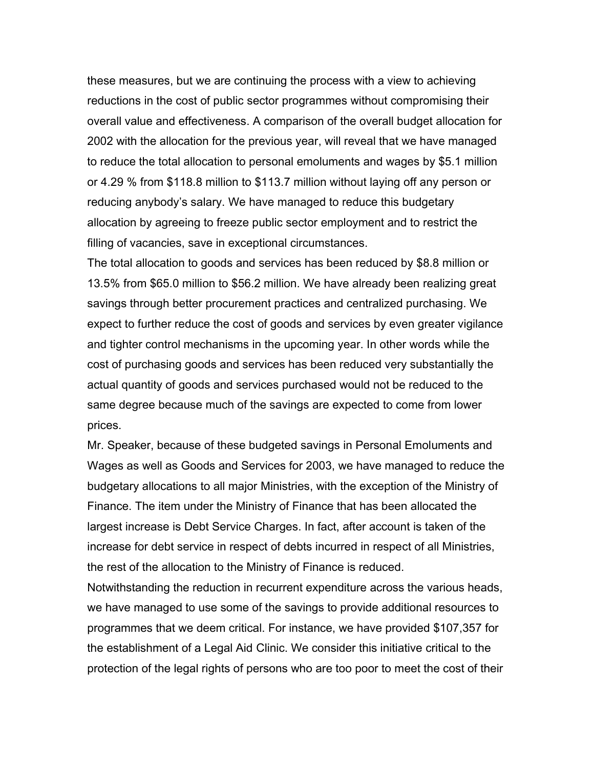these measures, but we are continuing the process with a view to achieving reductions in the cost of public sector programmes without compromising their overall value and effectiveness. A comparison of the overall budget allocation for 2002 with the allocation for the previous year, will reveal that we have managed to reduce the total allocation to personal emoluments and wages by $5.1 million or 4.29 % from $118.8 million to $113.7 million without laying off any person or reducing anybody's salary. We have managed to reduce this budgetary allocation by agreeing to freeze public sector employment and to restrict the filling of vacancies, save in exceptional circumstances.

The total allocation to goods and services has been reduced by $8.8 million or 13.5% from $65.0 million to $56.2 million. We have already been realizing great savings through better procurement practices and centralized purchasing. We expect to further reduce the cost of goods and services by even greater vigilance and tighter control mechanisms in the upcoming year. In other words while the cost of purchasing goods and services has been reduced very substantially the actual quantity of goods and services purchased would not be reduced to the same degree because much of the savings are expected to come from lower prices.

Mr. Speaker, because of these budgeted savings in Personal Emoluments and Wages as well as Goods and Services for 2003, we have managed to reduce the budgetary allocations to all major Ministries, with the exception of the Ministry of Finance. The item under the Ministry of Finance that has been allocated the largest increase is Debt Service Charges. In fact, after account is taken of the increase for debt service in respect of debts incurred in respect of all Ministries, the rest of the allocation to the Ministry of Finance is reduced.

Notwithstanding the reduction in recurrent expenditure across the various heads, we have managed to use some of the savings to provide additional resources to programmes that we deem critical. For instance, we have provided $107,357 for the establishment of a Legal Aid Clinic. We consider this initiative critical to the protection of the legal rights of persons who are too poor to meet the cost of their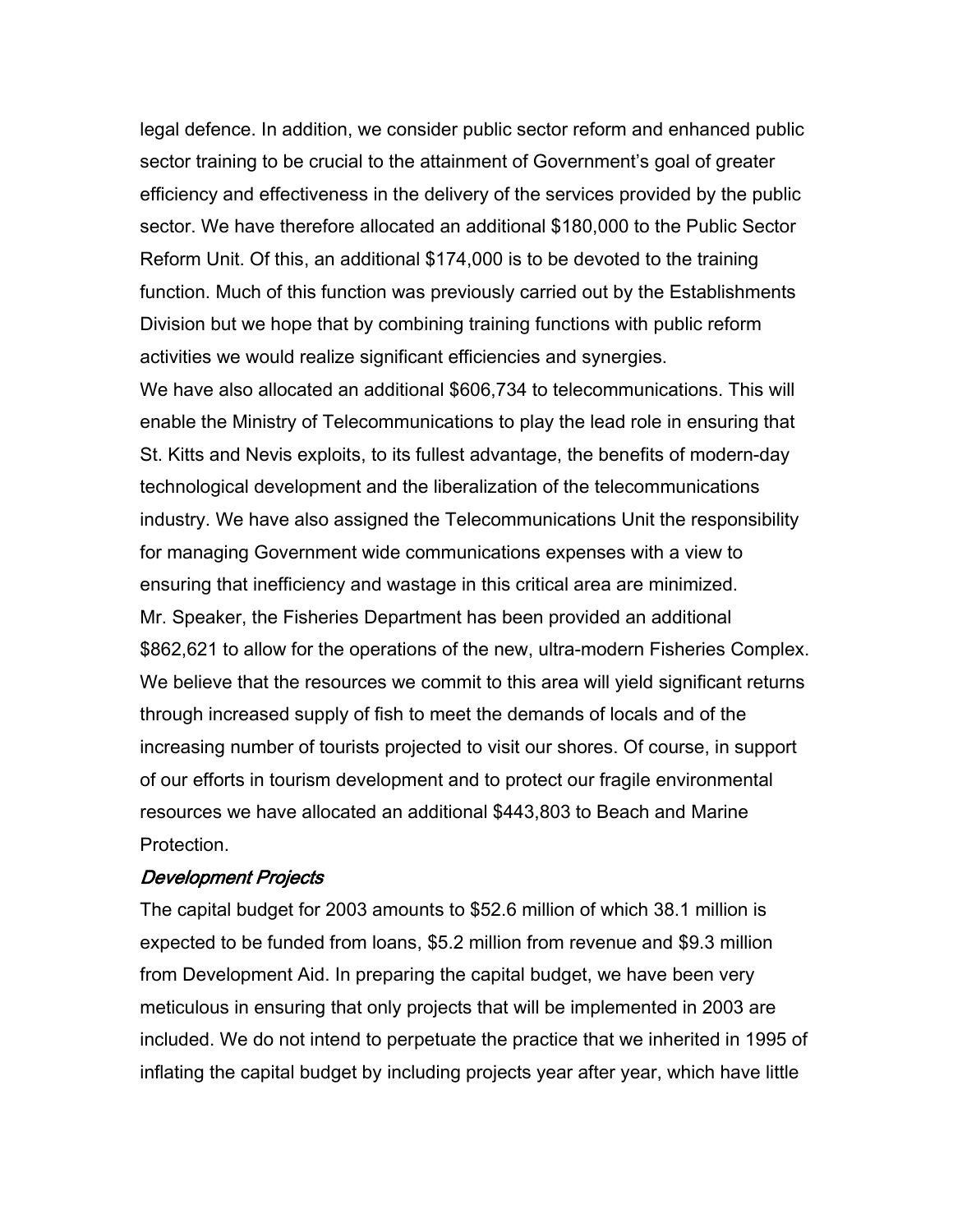legal defence. In addition, we consider public sector reform and enhanced public sector training to be crucial to the attainment of Government's goal of greater efficiency and effectiveness in the delivery of the services provided by the public sector. We have therefore allocated an additional $180,000 to the Public Sector Reform Unit. Of this, an additional $174,000 is to be devoted to the training function. Much of this function was previously carried out by the Establishments Division but we hope that by combining training functions with public reform activities we would realize significant efficiencies and synergies.

We have also allocated an additional $606,734 to telecommunications. This will enable the Ministry of Telecommunications to play the lead role in ensuring that St. Kitts and Nevis exploits, to its fullest advantage, the benefits of modern-day technological development and the liberalization of the telecommunications industry. We have also assigned the Telecommunications Unit the responsibility for managing Government wide communications expenses with a view to ensuring that inefficiency and wastage in this critical area are minimized.

Mr. Speaker, the Fisheries Department has been provided an additional $862,621 to allow for the operations of the new, ultra-modern Fisheries Complex. We believe that the resources we commit to this area will yield significant returns through increased supply of fish to meet the demands of locals and of the increasing number of tourists projected to visit our shores. Of course, in support of our efforts in tourism development and to protect our fragile environmental resources we have allocated an additional $443,803 to Beach and Marine Protection.

*Development Projects*

The capital budget for 2003 amounts to $52.6 million of which 38.1 million is expected to be funded from loans, $5.2 million from revenue and $9.3 million from Development Aid. In preparing the capital budget, we have been very meticulous in ensuring that only projects that will be implemented in 2003 are included. We do not intend to perpetuate the practice that we inherited in 1995 of inflating the capital budget by including projects year after year, which have little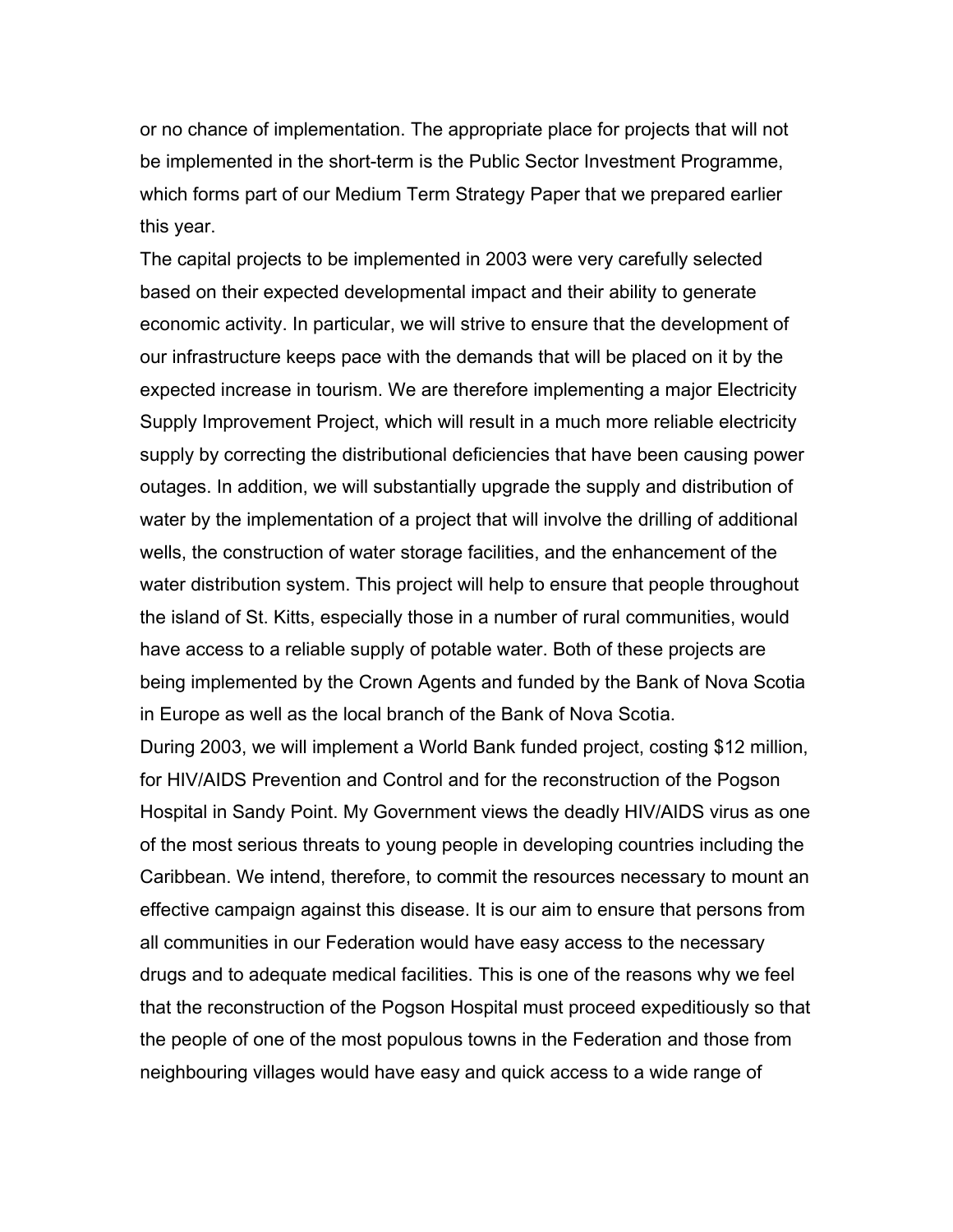or no chance of implementation. The appropriate place for projects that will not be implemented in the short-term is the Public Sector Investment Programme, which forms part of our Medium Term Strategy Paper that we prepared earlier this year.

The capital projects to be implemented in 2003 were very carefully selected based on their expected developmental impact and their ability to generate economic activity. In particular, we will strive to ensure that the development of our infrastructure keeps pace with the demands that will be placed on it by the expected increase in tourism. We are therefore implementing a major Electricity Supply Improvement Project, which will result in a much more reliable electricity supply by correcting the distributional deficiencies that have been causing power outages. In addition, we will substantially upgrade the supply and distribution of water by the implementation of a project that will involve the drilling of additional wells, the construction of water storage facilities, and the enhancement of the water distribution system. This project will help to ensure that people throughout the island of St. Kitts, especially those in a number of rural communities, would have access to a reliable supply of potable water. Both of these projects are being implemented by the Crown Agents and funded by the Bank of Nova Scotia in Europe as well as the local branch of the Bank of Nova Scotia.

During 2003, we will implement a World Bank funded project, costing $12 million, for HIV/AIDS Prevention and Control and for the reconstruction of the Pogson Hospital in Sandy Point. My Government views the deadly HIV/AIDS virus as one of the most serious threats to young people in developing countries including the Caribbean. We intend, therefore, to commit the resources necessary to mount an effective campaign against this disease. It is our aim to ensure that persons from all communities in our Federation would have easy access to the necessary drugs and to adequate medical facilities. This is one of the reasons why we feel that the reconstruction of the Pogson Hospital must proceed expeditiously so that the people of one of the most populous towns in the Federation and those from neighbouring villages would have easy and quick access to a wide range of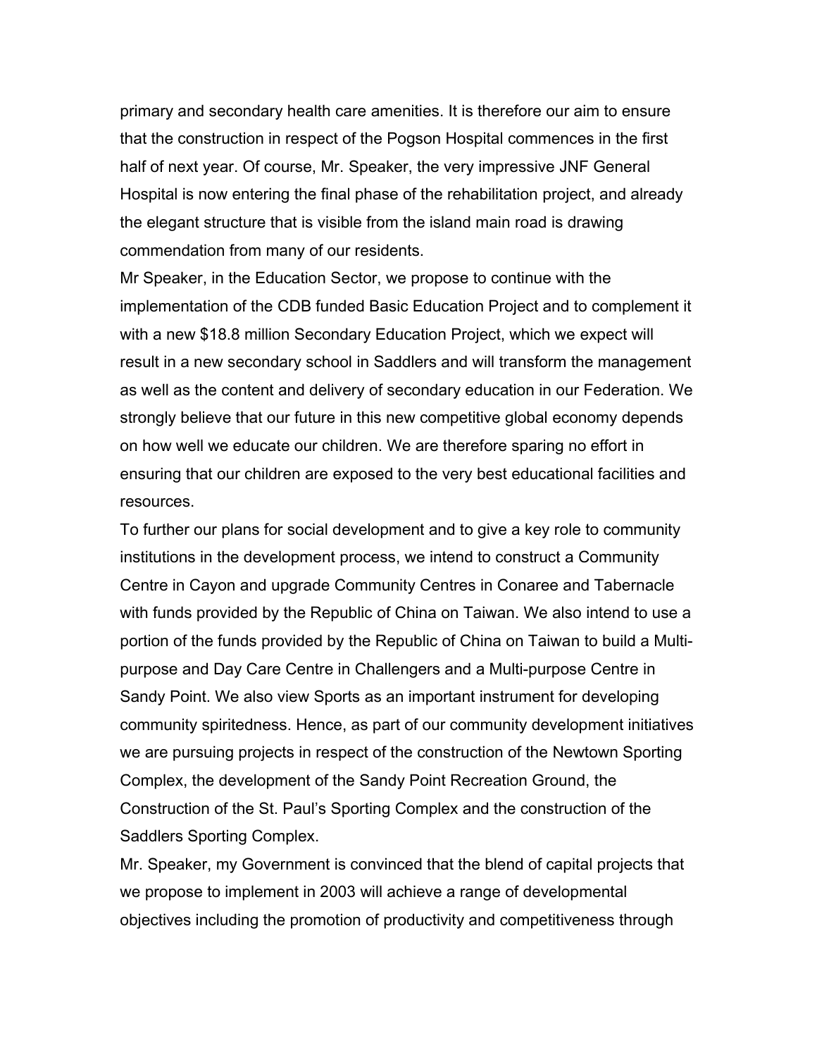primary and secondary health care amenities. It is therefore our aim to ensure that the construction in respect of the Pogson Hospital commences in the first half of next year. Of course, Mr. Speaker, the very impressive JNF General Hospital is now entering the final phase of the rehabilitation project, and already the elegant structure that is visible from the island main road is drawing commendation from many of our residents.

Mr Speaker, in the Education Sector, we propose to continue with the implementation of the CDB funded Basic Education Project and to complement it with a new $18.8 million Secondary Education Project, which we expect will result in a new secondary school in Saddlers and will transform the management as well as the content and delivery of secondary education in our Federation. We strongly believe that our future in this new competitive global economy depends on how well we educate our children. We are therefore sparing no effort in ensuring that our children are exposed to the very best educational facilities and resources.

To further our plans for social development and to give a key role to community institutions in the development process, we intend to construct a Community Centre in Cayon and upgrade Community Centres in Conaree and Tabernacle with funds provided by the Republic of China on Taiwan. We also intend to use a portion of the funds provided by the Republic of China on Taiwan to build a Multi-purpose and Day Care Centre in Challengers and a Multi-purpose Centre in Sandy Point. We also view Sports as an important instrument for developing community spiritedness. Hence, as part of our community development initiatives we are pursuing projects in respect of the construction of the Newtown Sporting Complex, the development of the Sandy Point Recreation Ground, the Construction of the St. Paul's Sporting Complex and the construction of the Saddlers Sporting Complex.

Mr. Speaker, my Government is convinced that the blend of capital projects that we propose to implement in 2003 will achieve a range of developmental objectives including the promotion of productivity and competitiveness through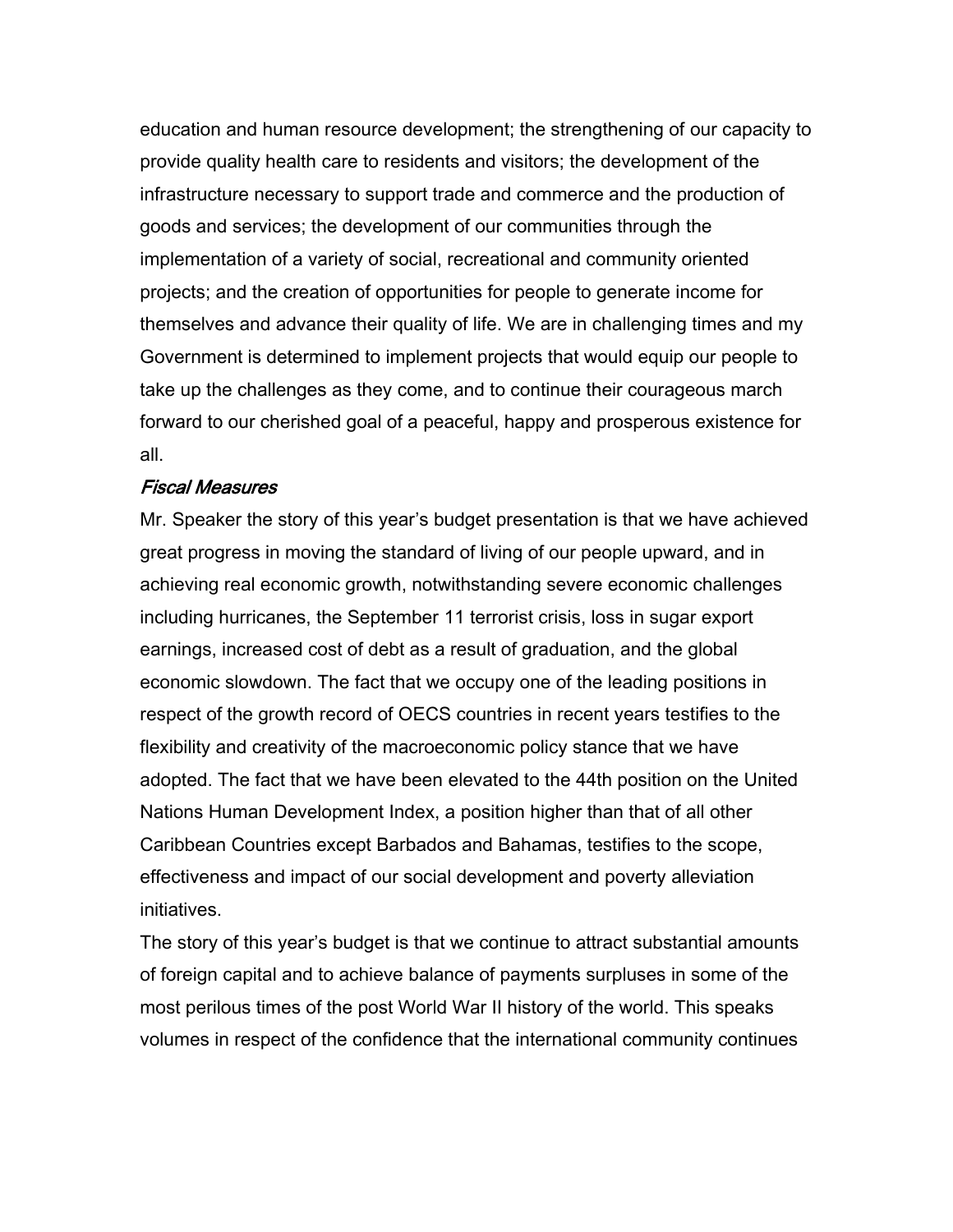education and human resource development; the strengthening of our capacity to provide quality health care to residents and visitors; the development of the infrastructure necessary to support trade and commerce and the production of goods and services; the development of our communities through the implementation of a variety of social, recreational and community oriented projects; and the creation of opportunities for people to generate income for themselves and advance their quality of life. We are in challenging times and my Government is determined to implement projects that would equip our people to take up the challenges as they come, and to continue their courageous march forward to our cherished goal of a peaceful, happy and prosperous existence for all.

### *Fiscal Measures*

Mr. Speaker the story of this year's budget presentation is that we have achieved great progress in moving the standard of living of our people upward, and in achieving real economic growth, notwithstanding severe economic challenges including hurricanes, the September 11 terrorist crisis, loss in sugar export earnings, increased cost of debt as a result of graduation, and the global economic slowdown. The fact that we occupy one of the leading positions in respect of the growth record of OECS countries in recent years testifies to the flexibility and creativity of the macroeconomic policy stance that we have adopted. The fact that we have been elevated to the 44th position on the United Nations Human Development Index, a position higher than that of all other Caribbean Countries except Barbados and Bahamas, testifies to the scope, effectiveness and impact of our social development and poverty alleviation initiatives.

The story of this year's budget is that we continue to attract substantial amounts of foreign capital and to achieve balance of payments surpluses in some of the most perilous times of the post World War II history of the world. This speaks volumes in respect of the confidence that the international community continues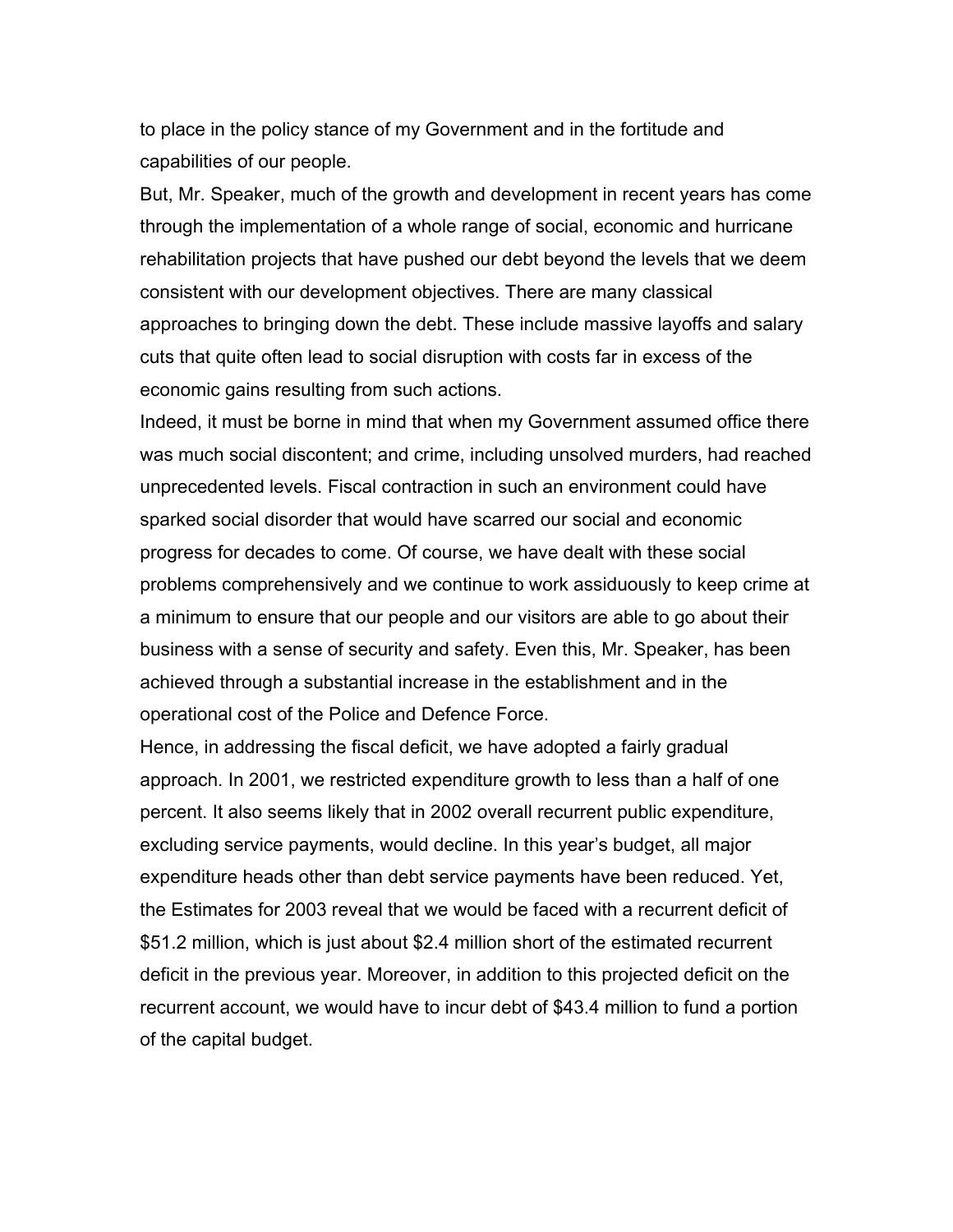to place in the policy stance of my Government and in the fortitude and capabilities of our people.

But, Mr. Speaker, much of the growth and development in recent years has come through the implementation of a whole range of social, economic and hurricane rehabilitation projects that have pushed our debt beyond the levels that we deem consistent with our development objectives. There are many classical approaches to bringing down the debt. These include massive layoffs and salary cuts that quite often lead to social disruption with costs far in excess of the economic gains resulting from such actions.

Indeed, it must be borne in mind that when my Government assumed office there was much social discontent; and crime, including unsolved murders, had reached unprecedented levels. Fiscal contraction in such an environment could have sparked social disorder that would have scarred our social and economic progress for decades to come. Of course, we have dealt with these social problems comprehensively and we continue to work assiduously to keep crime at a minimum to ensure that our people and our visitors are able to go about their business with a sense of security and safety. Even this, Mr. Speaker, has been achieved through a substantial increase in the establishment and in the operational cost of the Police and Defence Force.

Hence, in addressing the fiscal deficit, we have adopted a fairly gradual approach. In 2001, we restricted expenditure growth to less than a half of one percent. It also seems likely that in 2002 overall recurrent public expenditure, excluding service payments, would decline. In this year's budget, all major expenditure heads other than debt service payments have been reduced. Yet, the Estimates for 2003 reveal that we would be faced with a recurrent deficit of $51.2 million, which is just about $2.4 million short of the estimated recurrent deficit in the previous year. Moreover, in addition to this projected deficit on the recurrent account, we would have to incur debt of $43.4 million to fund a portion of the capital budget.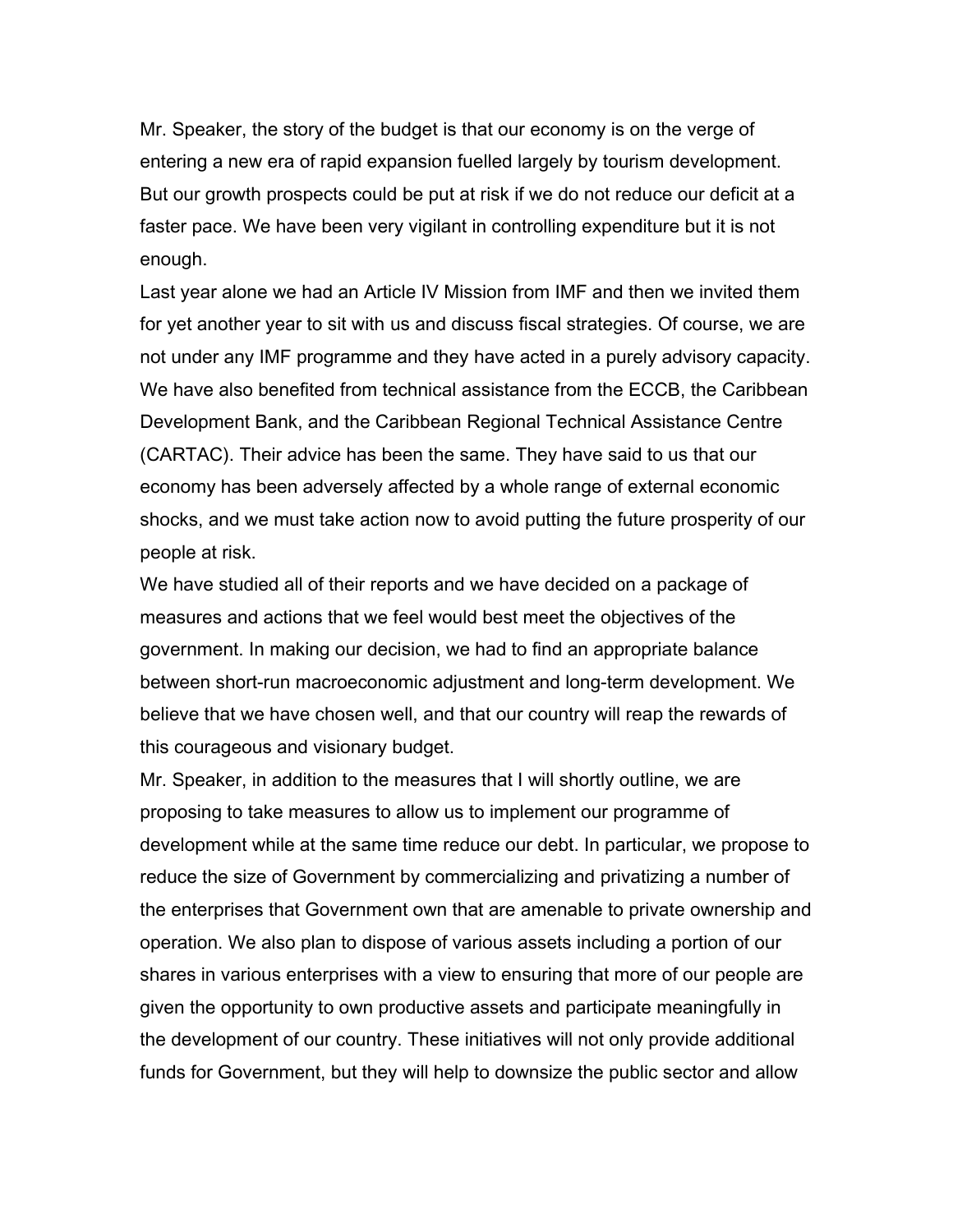Mr. Speaker, the story of the budget is that our economy is on the verge of entering a new era of rapid expansion fuelled largely by tourism development. But our growth prospects could be put at risk if we do not reduce our deficit at a faster pace. We have been very vigilant in controlling expenditure but it is not enough.

Last year alone we had an Article IV Mission from IMF and then we invited them for yet another year to sit with us and discuss fiscal strategies. Of course, we are not under any IMF programme and they have acted in a purely advisory capacity. We have also benefited from technical assistance from the ECCB, the Caribbean Development Bank, and the Caribbean Regional Technical Assistance Centre (CARTAC). Their advice has been the same. They have said to us that our economy has been adversely affected by a whole range of external economic shocks, and we must take action now to avoid putting the future prosperity of our people at risk.

We have studied all of their reports and we have decided on a package of measures and actions that we feel would best meet the objectives of the government. In making our decision, we had to find an appropriate balance between short-run macroeconomic adjustment and long-term development. We believe that we have chosen well, and that our country will reap the rewards of this courageous and visionary budget.

Mr. Speaker, in addition to the measures that I will shortly outline, we are proposing to take measures to allow us to implement our programme of development while at the same time reduce our debt. In particular, we propose to reduce the size of Government by commercializing and privatizing a number of the enterprises that Government own that are amenable to private ownership and operation. We also plan to dispose of various assets including a portion of our shares in various enterprises with a view to ensuring that more of our people are given the opportunity to own productive assets and participate meaningfully in the development of our country. These initiatives will not only provide additional funds for Government, but they will help to downsize the public sector and allow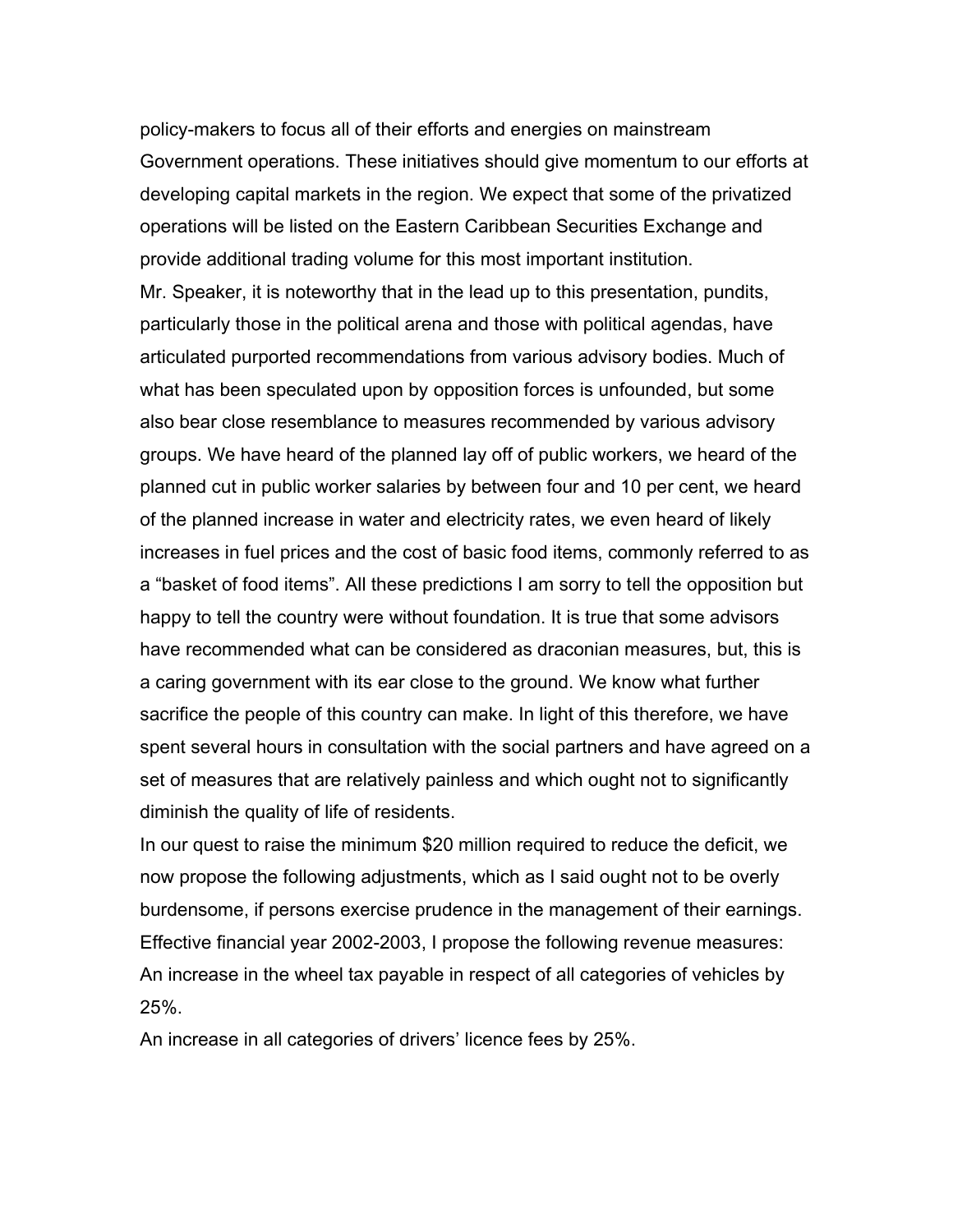policy-makers to focus all of their efforts and energies on mainstream Government operations. These initiatives should give momentum to our efforts at developing capital markets in the region. We expect that some of the privatized operations will be listed on the Eastern Caribbean Securities Exchange and provide additional trading volume for this most important institution.

Mr. Speaker, it is noteworthy that in the lead up to this presentation, pundits, particularly those in the political arena and those with political agendas, have articulated purported recommendations from various advisory bodies. Much of what has been speculated upon by opposition forces is unfounded, but some also bear close resemblance to measures recommended by various advisory groups. We have heard of the planned lay off of public workers, we heard of the planned cut in public worker salaries by between four and 10 per cent, we heard of the planned increase in water and electricity rates, we even heard of likely increases in fuel prices and the cost of basic food items, commonly referred to as a "basket of food items". All these predictions I am sorry to tell the opposition but happy to tell the country were without foundation. It is true that some advisors have recommended what can be considered as draconian measures, but, this is a caring government with its ear close to the ground. We know what further sacrifice the people of this country can make. In light of this therefore, we have spent several hours in consultation with the social partners and have agreed on a set of measures that are relatively painless and which ought not to significantly diminish the quality of life of residents.

In our quest to raise the minimum $20 million required to reduce the deficit, we now propose the following adjustments, which as I said ought not to be overly burdensome, if persons exercise prudence in the management of their earnings.

Effective financial year 2002-2003, I propose the following revenue measures:

An increase in the wheel tax payable in respect of all categories of vehicles by 25%.

An increase in all categories of drivers' licence fees by 25%.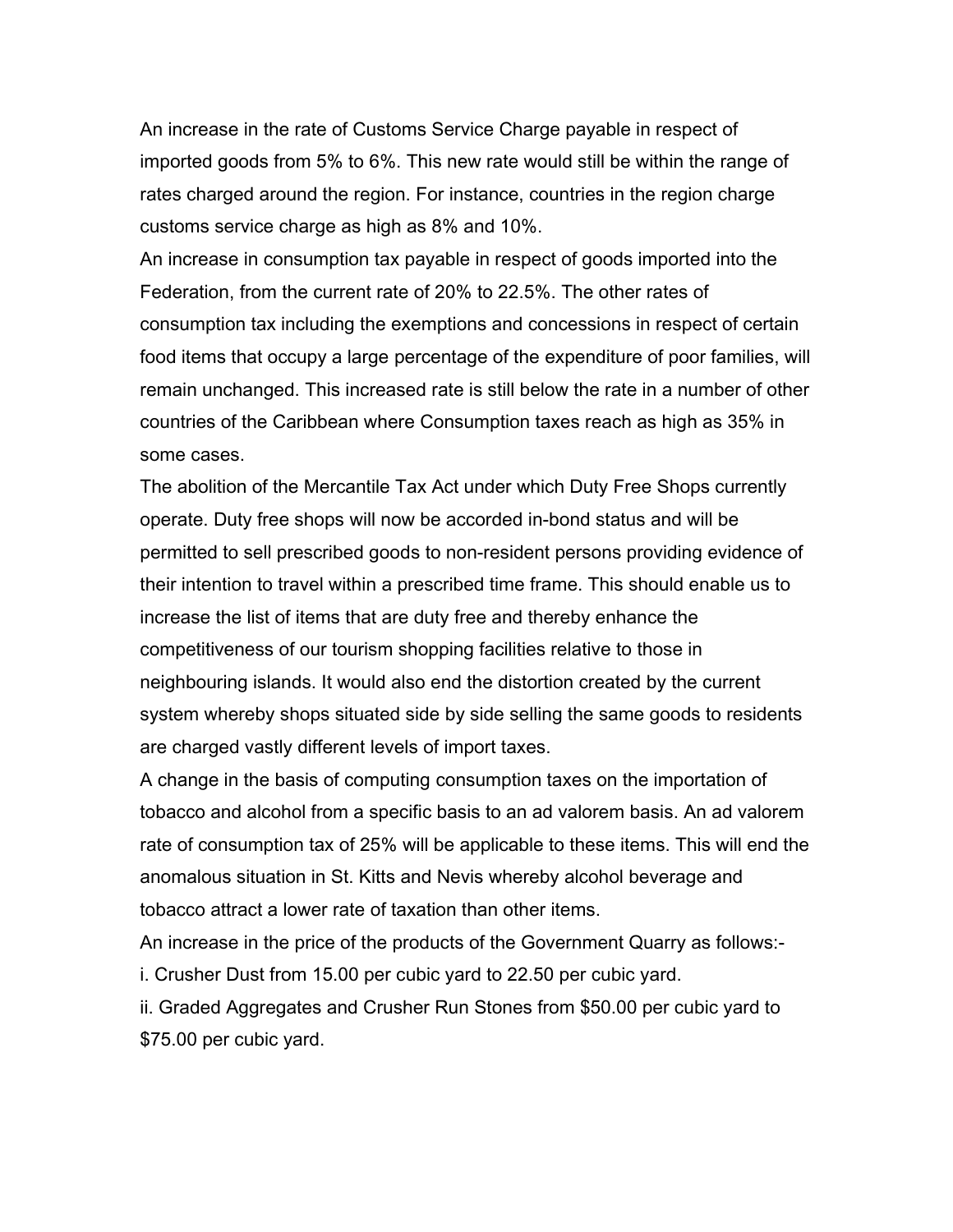An increase in the rate of Customs Service Charge payable in respect of imported goods from 5% to 6%. This new rate would still be within the range of rates charged around the region. For instance, countries in the region charge customs service charge as high as 8% and 10%.

An increase in consumption tax payable in respect of goods imported into the Federation, from the current rate of 20% to 22.5%. The other rates of consumption tax including the exemptions and concessions in respect of certain food items that occupy a large percentage of the expenditure of poor families, will remain unchanged. This increased rate is still below the rate in a number of other countries of the Caribbean where Consumption taxes reach as high as 35% in some cases.

The abolition of the Mercantile Tax Act under which Duty Free Shops currently operate. Duty free shops will now be accorded in-bond status and will be permitted to sell prescribed goods to non-resident persons providing evidence of their intention to travel within a prescribed time frame. This should enable us to increase the list of items that are duty free and thereby enhance the competitiveness of our tourism shopping facilities relative to those in neighbouring islands. It would also end the distortion created by the current system whereby shops situated side by side selling the same goods to residents are charged vastly different levels of import taxes.

A change in the basis of computing consumption taxes on the importation of tobacco and alcohol from a specific basis to an ad valorem basis. An ad valorem rate of consumption tax of 25% will be applicable to these items. This will end the anomalous situation in St. Kitts and Nevis whereby alcohol beverage and tobacco attract a lower rate of taxation than other items.

An increase in the price of the products of the Government Quarry as follows:-

i. Crusher Dust from 15.00 per cubic yard to 22.50 per cubic yard.

ii. Graded Aggregates and Crusher Run Stones from $50.00 per cubic yard to $75.00 per cubic yard.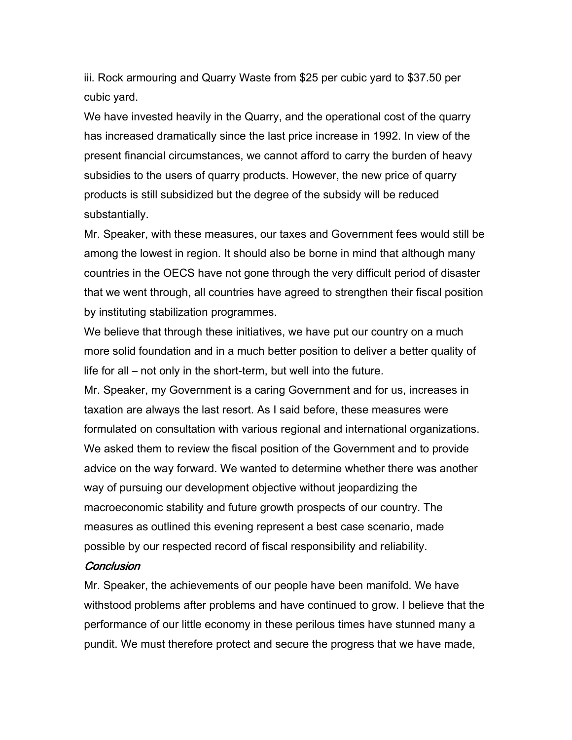iii. Rock armouring and Quarry Waste from $25 per cubic yard to $37.50 per cubic yard.

We have invested heavily in the Quarry, and the operational cost of the quarry has increased dramatically since the last price increase in 1992. In view of the present financial circumstances, we cannot afford to carry the burden of heavy subsidies to the users of quarry products. However, the new price of quarry products is still subsidized but the degree of the subsidy will be reduced substantially.

Mr. Speaker, with these measures, our taxes and Government fees would still be among the lowest in region. It should also be borne in mind that although many countries in the OECS have not gone through the very difficult period of disaster that we went through, all countries have agreed to strengthen their fiscal position by instituting stabilization programmes.

We believe that through these initiatives, we have put our country on a much more solid foundation and in a much better position to deliver a better quality of life for all – not only in the short-term, but well into the future.

Mr. Speaker, my Government is a caring Government and for us, increases in taxation are always the last resort. As I said before, these measures were formulated on consultation with various regional and international organizations. We asked them to review the fiscal position of the Government and to provide advice on the way forward. We wanted to determine whether there was another way of pursuing our development objective without jeopardizing the macroeconomic stability and future growth prospects of our country. The measures as outlined this evening represent a best case scenario, made possible by our respected record of fiscal responsibility and reliability.

*Conclusion*

Mr. Speaker, the achievements of our people have been manifold. We have withstood problems after problems and have continued to grow. I believe that the performance of our little economy in these perilous times have stunned many a pundit. We must therefore protect and secure the progress that we have made,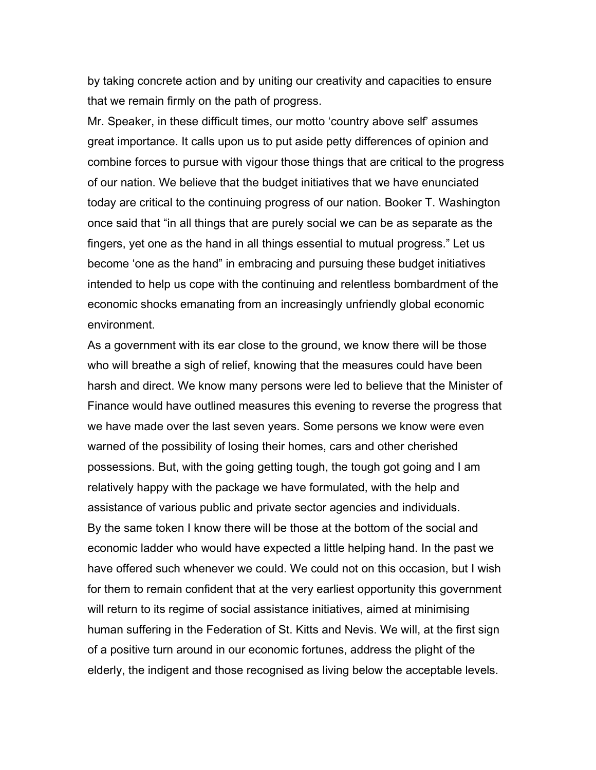by taking concrete action and by uniting our creativity and capacities to ensure that we remain firmly on the path of progress.

Mr. Speaker, in these difficult times, our motto 'country above self' assumes great importance. It calls upon us to put aside petty differences of opinion and combine forces to pursue with vigour those things that are critical to the progress of our nation. We believe that the budget initiatives that we have enunciated today are critical to the continuing progress of our nation. Booker T. Washington once said that "in all things that are purely social we can be as separate as the fingers, yet one as the hand in all things essential to mutual progress." Let us become 'one as the hand" in embracing and pursuing these budget initiatives intended to help us cope with the continuing and relentless bombardment of the economic shocks emanating from an increasingly unfriendly global economic environment.

As a government with its ear close to the ground, we know there will be those who will breathe a sigh of relief, knowing that the measures could have been harsh and direct. We know many persons were led to believe that the Minister of Finance would have outlined measures this evening to reverse the progress that we have made over the last seven years. Some persons we know were even warned of the possibility of losing their homes, cars and other cherished possessions. But, with the going getting tough, the tough got going and I am relatively happy with the package we have formulated, with the help and assistance of various public and private sector agencies and individuals.

By the same token I know there will be those at the bottom of the social and economic ladder who would have expected a little helping hand. In the past we have offered such whenever we could. We could not on this occasion, but I wish for them to remain confident that at the very earliest opportunity this government will return to its regime of social assistance initiatives, aimed at minimising human suffering in the Federation of St. Kitts and Nevis. We will, at the first sign of a positive turn around in our economic fortunes, address the plight of the elderly, the indigent and those recognised as living below the acceptable levels.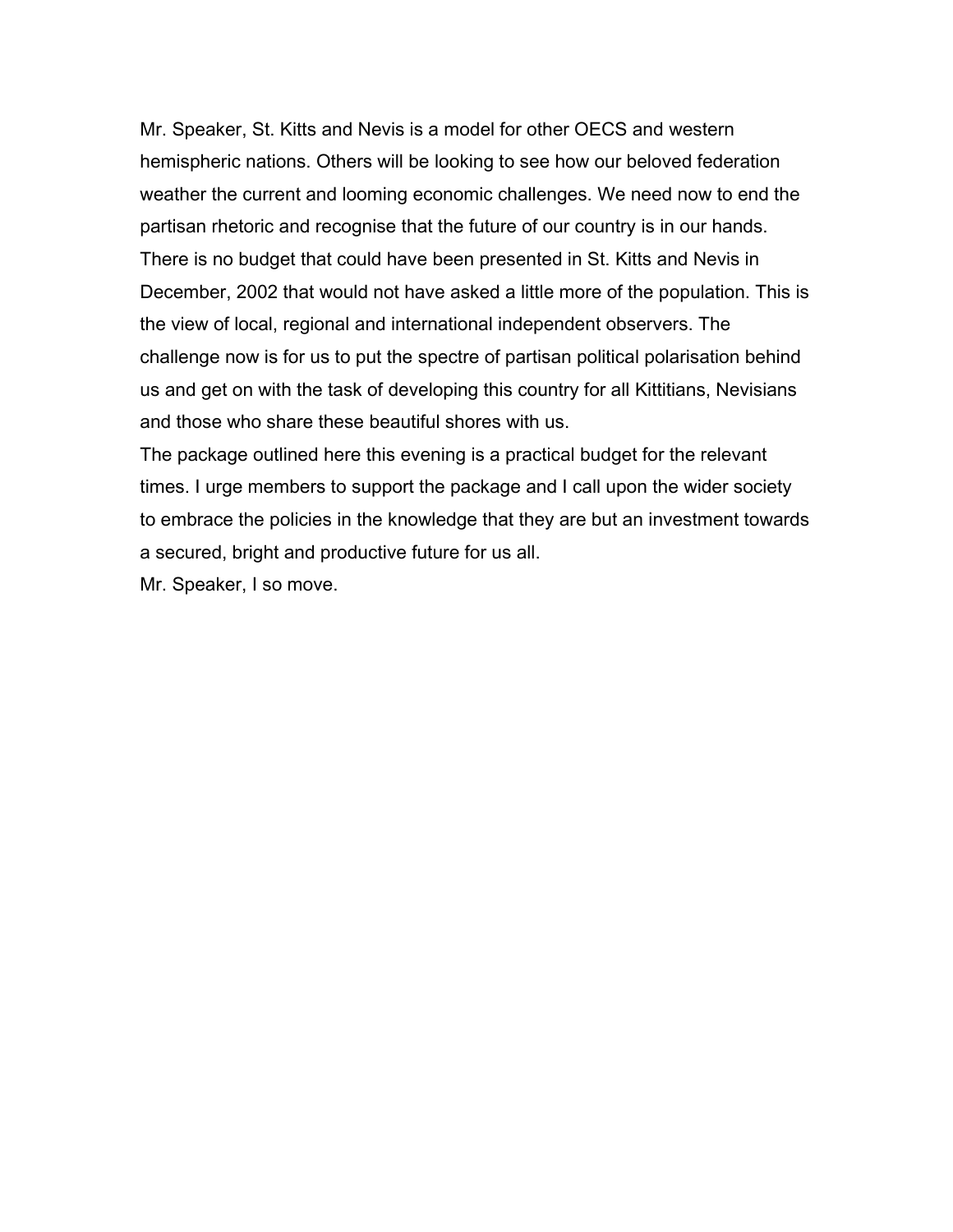Mr. Speaker, St. Kitts and Nevis is a model for other OECS and western hemispheric nations. Others will be looking to see how our beloved federation weather the current and looming economic challenges. We need now to end the partisan rhetoric and recognise that the future of our country is in our hands. There is no budget that could have been presented in St. Kitts and Nevis in December, 2002 that would not have asked a little more of the population. This is the view of local, regional and international independent observers. The challenge now is for us to put the spectre of partisan political polarisation behind us and get on with the task of developing this country for all Kittitians, Nevisians and those who share these beautiful shores with us.

The package outlined here this evening is a practical budget for the relevant times. I urge members to support the package and I call upon the wider society to embrace the policies in the knowledge that they are but an investment towards a secured, bright and productive future for us all.

Mr. Speaker, I so move.